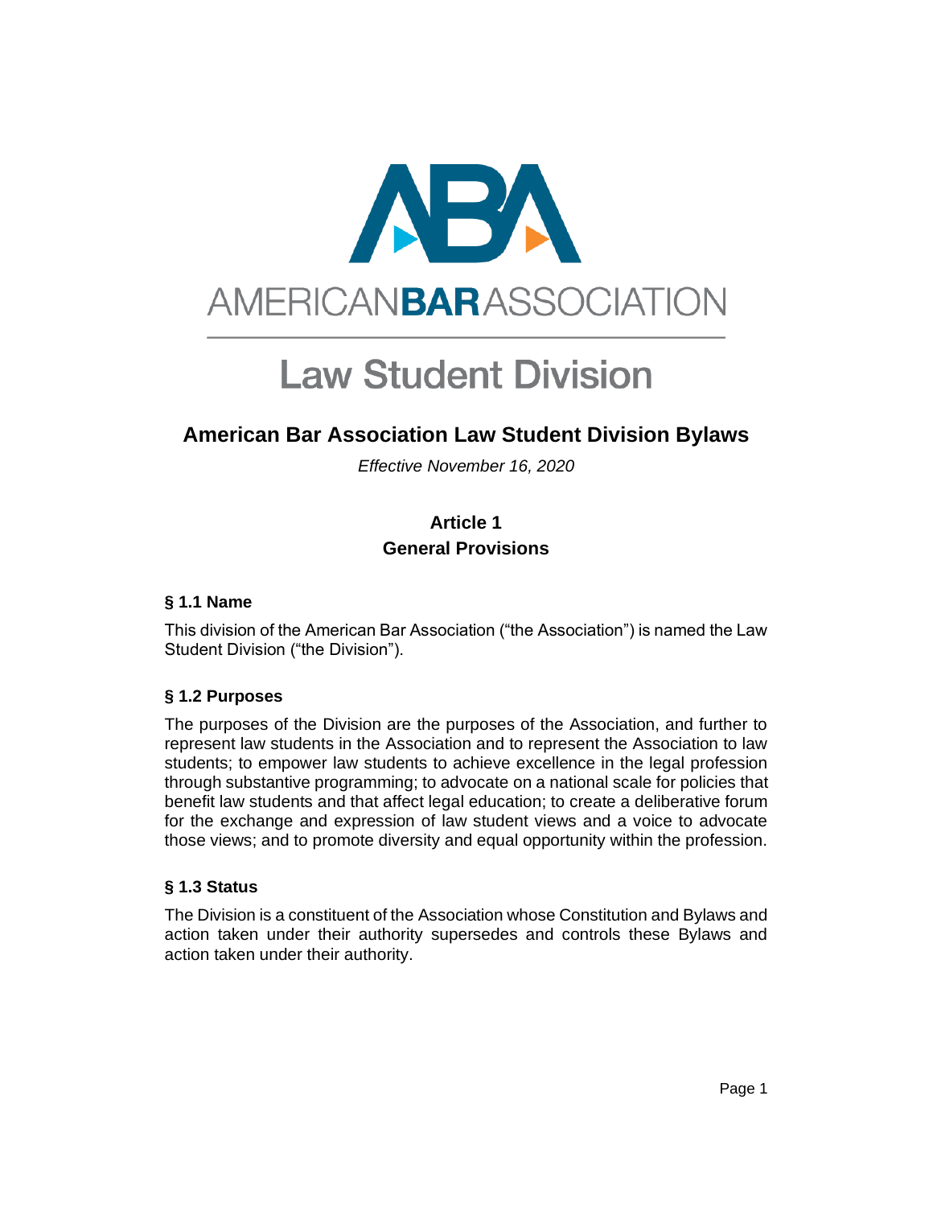AMERICAN**BAR**ASSOCIATION

# Law Student Division

## American Bar Association Law Student Division Bylaws

*Effective November 16, 2020*

### Article 1
### General Provisions

#### § 1.1 Name

This division of the American Bar Association ("the Association") is named the Law Student Division ("the Division").

#### § 1.2 Purposes

The purposes of the Division are the purposes of the Association, and further to represent law students in the Association and to represent the Association to law students; to empower law students to achieve excellence in the legal profession through substantive programming; to advocate on a national scale for policies that benefit law students and that affect legal education; to create a deliberative forum for the exchange and expression of law student views and a voice to advocate those views; and to promote diversity and equal opportunity within the profession.

#### § 1.3 Status

The Division is a constituent of the Association whose Constitution and Bylaws and action taken under their authority supersedes and controls these Bylaws and action taken under their authority.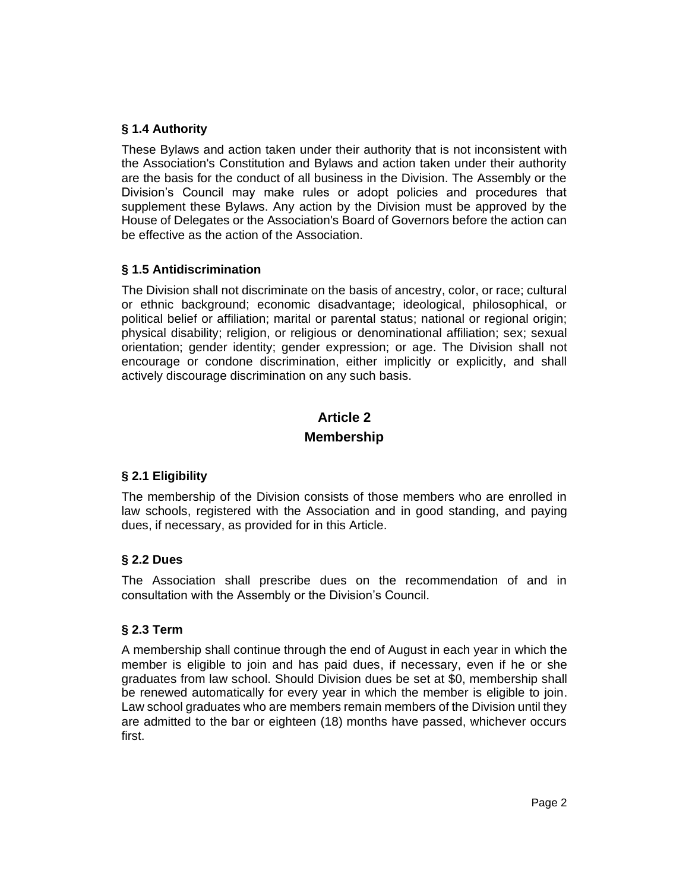### § 1.4 Authority

These Bylaws and action taken under their authority that is not inconsistent with the Association's Constitution and Bylaws and action taken under their authority are the basis for the conduct of all business in the Division. The Assembly or the Division's Council may make rules or adopt policies and procedures that supplement these Bylaws. Any action by the Division must be approved by the House of Delegates or the Association's Board of Governors before the action can be effective as the action of the Association.

### § 1.5 Antidiscrimination

The Division shall not discriminate on the basis of ancestry, color, or race; cultural or ethnic background; economic disadvantage; ideological, philosophical, or political belief or affiliation; marital or parental status; national or regional origin; physical disability; religion, or religious or denominational affiliation; sex; sexual orientation; gender identity; gender expression; or age. The Division shall not encourage or condone discrimination, either implicitly or explicitly, and shall actively discourage discrimination on any such basis.

## Article 2
## Membership

### § 2.1 Eligibility

The membership of the Division consists of those members who are enrolled in law schools, registered with the Association and in good standing, and paying dues, if necessary, as provided for in this Article.

### § 2.2 Dues

The Association shall prescribe dues on the recommendation of and in consultation with the Assembly or the Division's Council.

### § 2.3 Term

A membership shall continue through the end of August in each year in which the member is eligible to join and has paid dues, if necessary, even if he or she graduates from law school. Should Division dues be set at $0, membership shall be renewed automatically for every year in which the member is eligible to join. Law school graduates who are members remain members of the Division until they are admitted to the bar or eighteen (18) months have passed, whichever occurs first.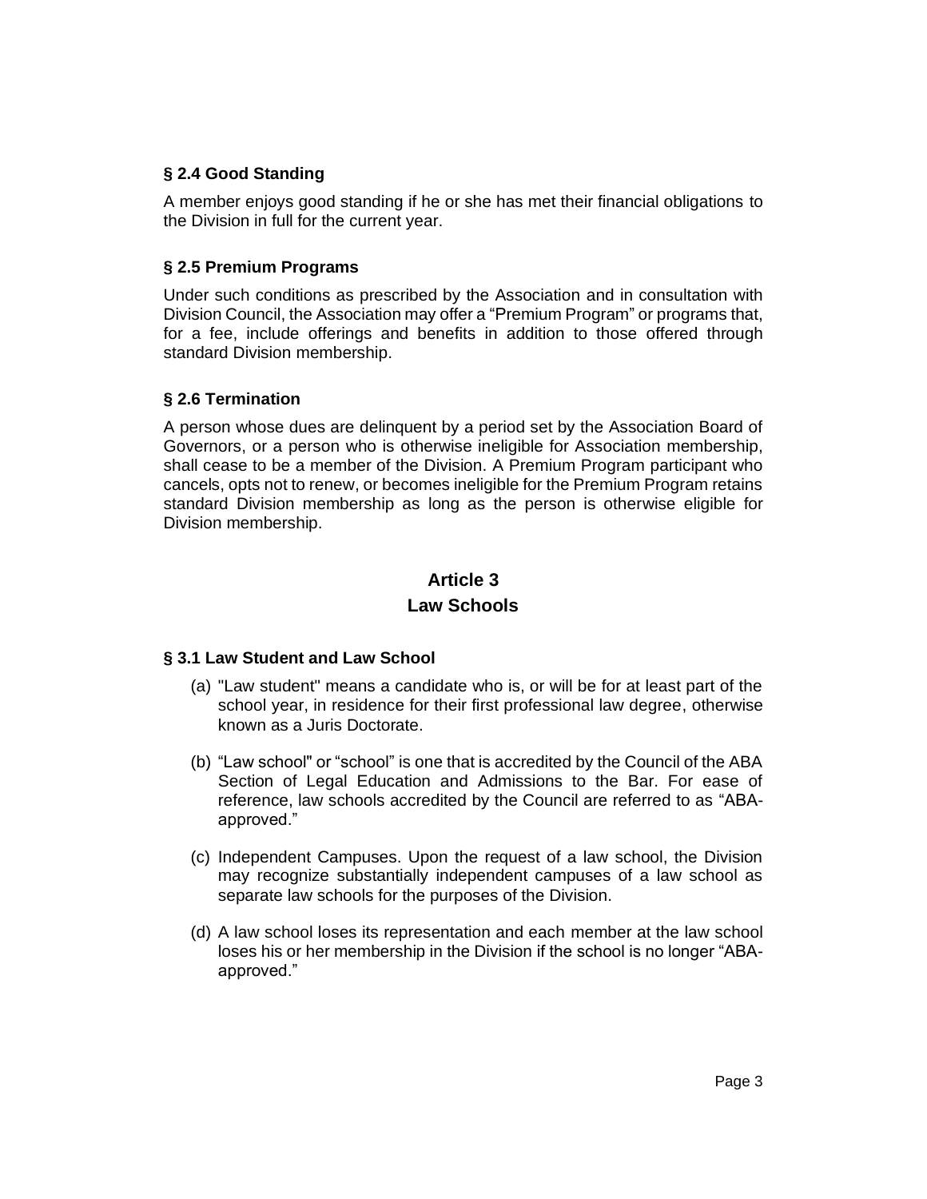### § 2.4 Good Standing

A member enjoys good standing if he or she has met their financial obligations to the Division in full for the current year.

### § 2.5 Premium Programs

Under such conditions as prescribed by the Association and in consultation with Division Council, the Association may offer a "Premium Program" or programs that, for a fee, include offerings and benefits in addition to those offered through standard Division membership.

### § 2.6 Termination

A person whose dues are delinquent by a period set by the Association Board of Governors, or a person who is otherwise ineligible for Association membership, shall cease to be a member of the Division. A Premium Program participant who cancels, opts not to renew, or becomes ineligible for the Premium Program retains standard Division membership as long as the person is otherwise eligible for Division membership.

## Article 3
## Law Schools

### § 3.1 Law Student and Law School

(a) "Law student" means a candidate who is, or will be for at least part of the school year, in residence for their first professional law degree, otherwise known as a Juris Doctorate.

(b) "Law school" or "school" is one that is accredited by the Council of the ABA Section of Legal Education and Admissions to the Bar. For ease of reference, law schools accredited by the Council are referred to as "ABA-approved."

(c) Independent Campuses. Upon the request of a law school, the Division may recognize substantially independent campuses of a law school as separate law schools for the purposes of the Division.

(d) A law school loses its representation and each member at the law school loses his or her membership in the Division if the school is no longer "ABA-approved."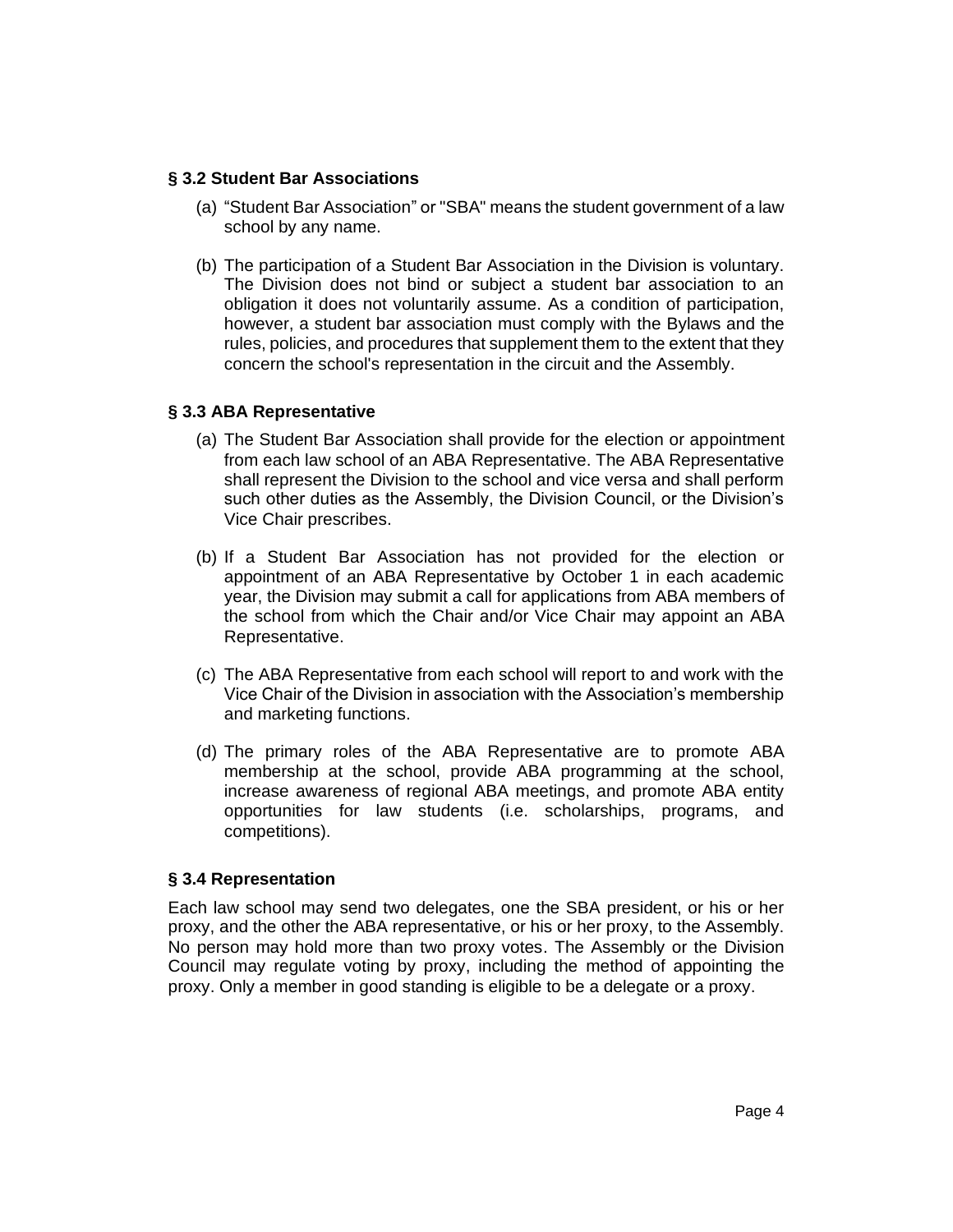### § 3.2 Student Bar Associations

(a) "Student Bar Association" or "SBA" means the student government of a law school by any name.

(b) The participation of a Student Bar Association in the Division is voluntary. The Division does not bind or subject a student bar association to an obligation it does not voluntarily assume. As a condition of participation, however, a student bar association must comply with the Bylaws and the rules, policies, and procedures that supplement them to the extent that they concern the school's representation in the circuit and the Assembly.

### § 3.3 ABA Representative

(a) The Student Bar Association shall provide for the election or appointment from each law school of an ABA Representative. The ABA Representative shall represent the Division to the school and vice versa and shall perform such other duties as the Assembly, the Division Council, or the Division's Vice Chair prescribes.

(b) If a Student Bar Association has not provided for the election or appointment of an ABA Representative by October 1 in each academic year, the Division may submit a call for applications from ABA members of the school from which the Chair and/or Vice Chair may appoint an ABA Representative.

(c) The ABA Representative from each school will report to and work with the Vice Chair of the Division in association with the Association's membership and marketing functions.

(d) The primary roles of the ABA Representative are to promote ABA membership at the school, provide ABA programming at the school, increase awareness of regional ABA meetings, and promote ABA entity opportunities for law students (i.e. scholarships, programs, and competitions).

### § 3.4 Representation

Each law school may send two delegates, one the SBA president, or his or her proxy, and the other the ABA representative, or his or her proxy, to the Assembly. No person may hold more than two proxy votes. The Assembly or the Division Council may regulate voting by proxy, including the method of appointing the proxy. Only a member in good standing is eligible to be a delegate or a proxy.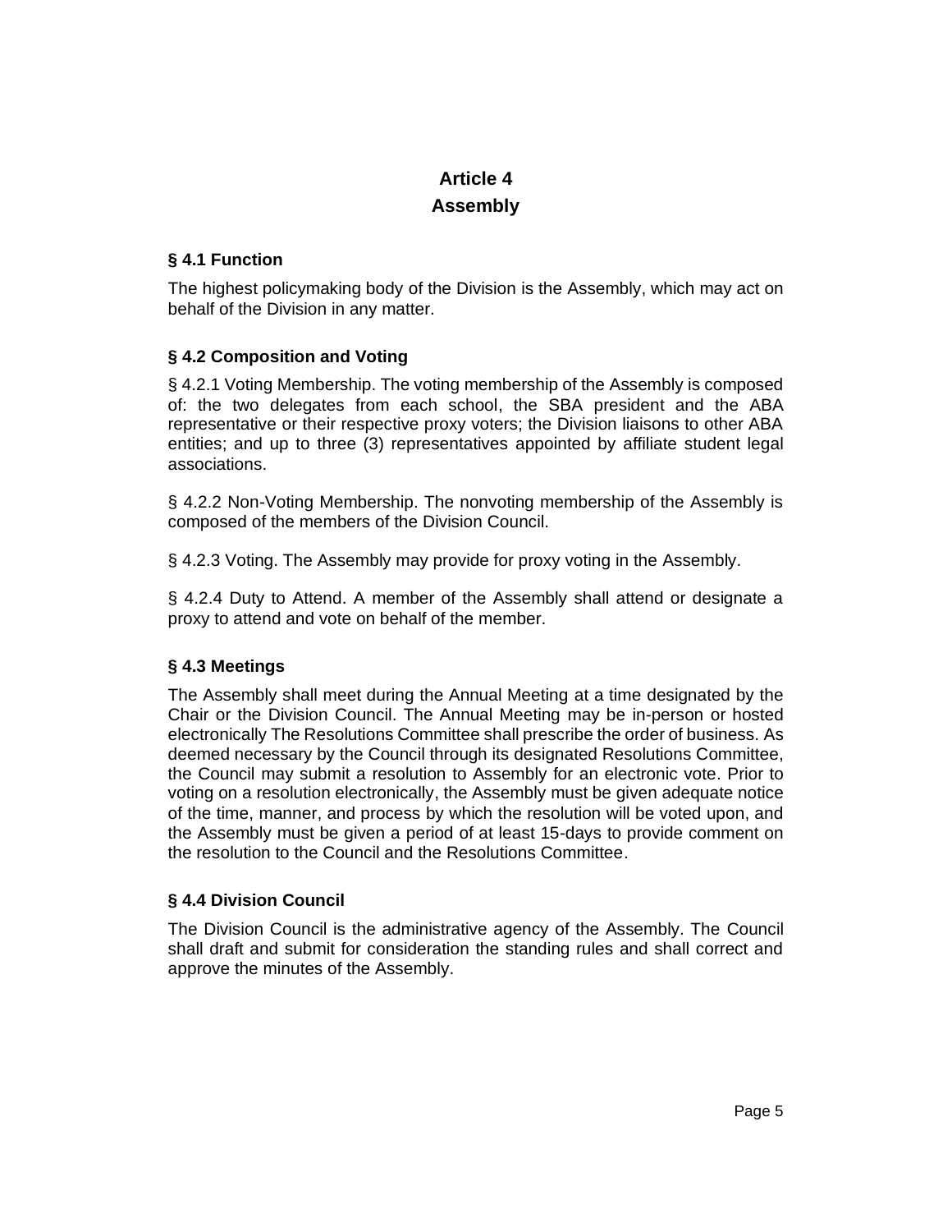# Article 4
# Assembly

### § 4.1 Function

The highest policymaking body of the Division is the Assembly, which may act on behalf of the Division in any matter.

### § 4.2 Composition and Voting

§ 4.2.1 Voting Membership. The voting membership of the Assembly is composed of: the two delegates from each school, the SBA president and the ABA representative or their respective proxy voters; the Division liaisons to other ABA entities; and up to three (3) representatives appointed by affiliate student legal associations.

§ 4.2.2 Non-Voting Membership. The nonvoting membership of the Assembly is composed of the members of the Division Council.

§ 4.2.3 Voting. The Assembly may provide for proxy voting in the Assembly.

§ 4.2.4 Duty to Attend. A member of the Assembly shall attend or designate a proxy to attend and vote on behalf of the member.

### § 4.3 Meetings

The Assembly shall meet during the Annual Meeting at a time designated by the Chair or the Division Council. The Annual Meeting may be in-person or hosted electronically The Resolutions Committee shall prescribe the order of business. As deemed necessary by the Council through its designated Resolutions Committee, the Council may submit a resolution to Assembly for an electronic vote. Prior to voting on a resolution electronically, the Assembly must be given adequate notice of the time, manner, and process by which the resolution will be voted upon, and the Assembly must be given a period of at least 15-days to provide comment on the resolution to the Council and the Resolutions Committee.

### § 4.4 Division Council

The Division Council is the administrative agency of the Assembly. The Council shall draft and submit for consideration the standing rules and shall correct and approve the minutes of the Assembly.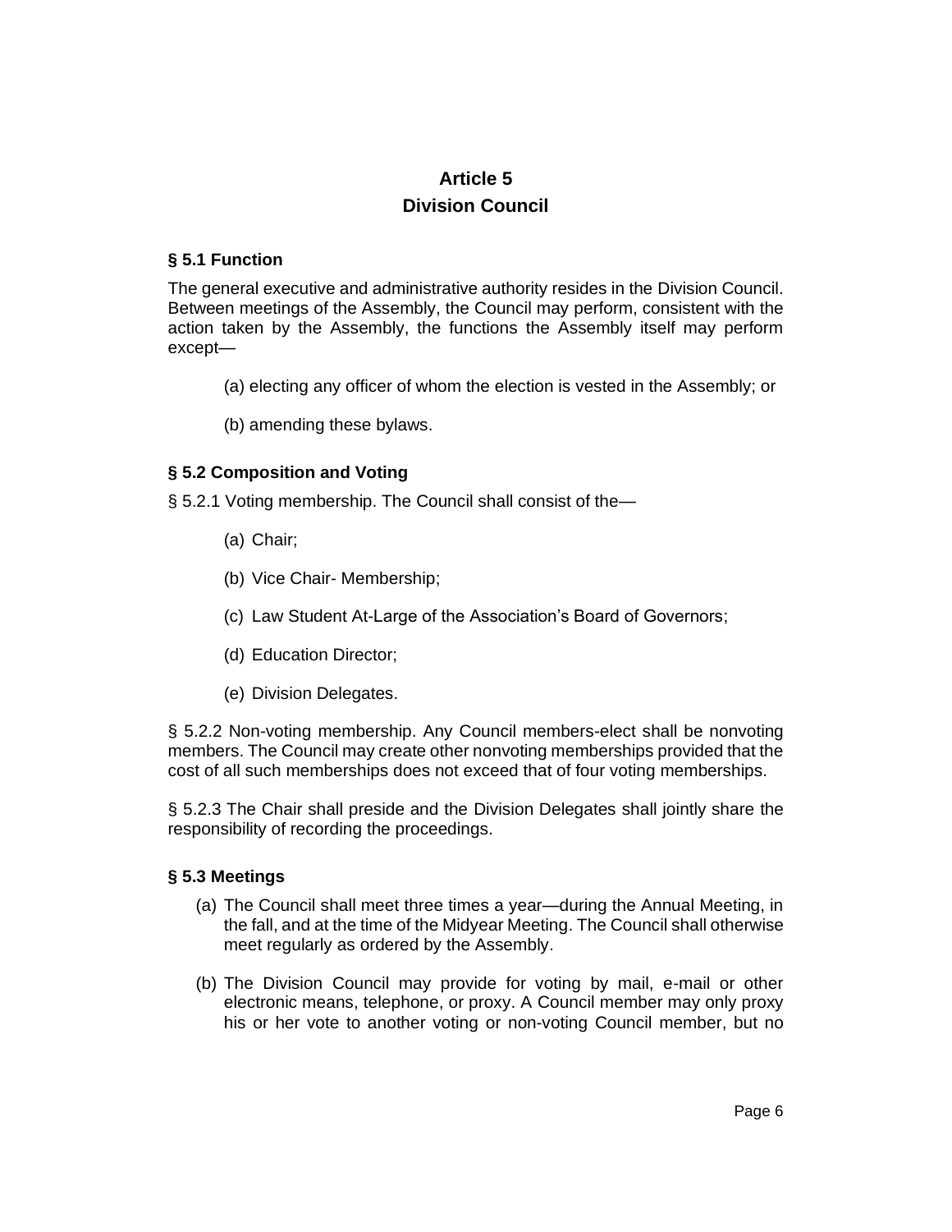# Article 5
# Division Council

### § 5.1 Function

The general executive and administrative authority resides in the Division Council. Between meetings of the Assembly, the Council may perform, consistent with the action taken by the Assembly, the functions the Assembly itself may perform except—

(a) electing any officer of whom the election is vested in the Assembly; or

(b) amending these bylaws.

### § 5.2 Composition and Voting

§ 5.2.1 Voting membership. The Council shall consist of the—

(a) Chair;

(b) Vice Chair- Membership;

(c) Law Student At-Large of the Association's Board of Governors;

(d) Education Director;

(e) Division Delegates.

§ 5.2.2 Non-voting membership. Any Council members-elect shall be nonvoting members. The Council may create other nonvoting memberships provided that the cost of all such memberships does not exceed that of four voting memberships.

§ 5.2.3 The Chair shall preside and the Division Delegates shall jointly share the responsibility of recording the proceedings.

### § 5.3 Meetings

(a) The Council shall meet three times a year—during the Annual Meeting, in the fall, and at the time of the Midyear Meeting. The Council shall otherwise meet regularly as ordered by the Assembly.

(b) The Division Council may provide for voting by mail, e-mail or other electronic means, telephone, or proxy. A Council member may only proxy his or her vote to another voting or non-voting Council member, but no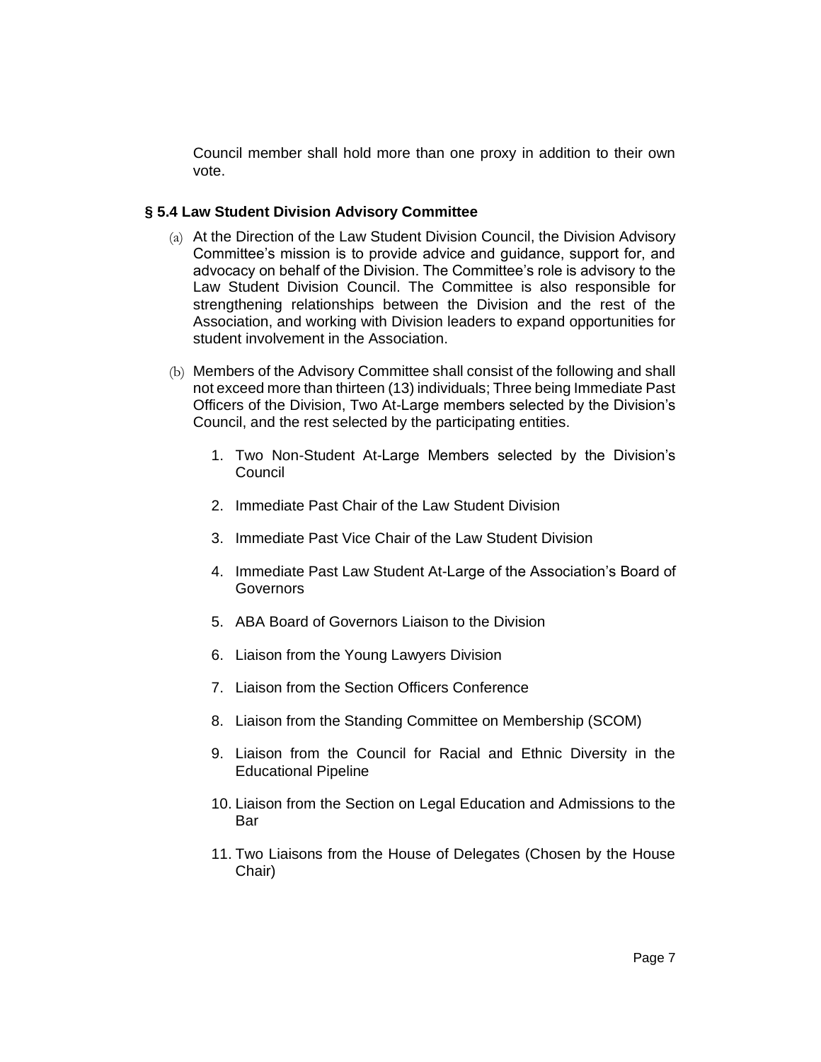Council member shall hold more than one proxy in addition to their own vote.

### § 5.4 Law Student Division Advisory Committee

(a) At the Direction of the Law Student Division Council, the Division Advisory Committee's mission is to provide advice and guidance, support for, and advocacy on behalf of the Division. The Committee's role is advisory to the Law Student Division Council. The Committee is also responsible for strengthening relationships between the Division and the rest of the Association, and working with Division leaders to expand opportunities for student involvement in the Association.

(b) Members of the Advisory Committee shall consist of the following and shall not exceed more than thirteen (13) individuals; Three being Immediate Past Officers of the Division, Two At-Large members selected by the Division's Council, and the rest selected by the participating entities.

1. Two Non-Student At-Large Members selected by the Division's Council
2. Immediate Past Chair of the Law Student Division
3. Immediate Past Vice Chair of the Law Student Division
4. Immediate Past Law Student At-Large of the Association's Board of Governors
5. ABA Board of Governors Liaison to the Division
6. Liaison from the Young Lawyers Division
7. Liaison from the Section Officers Conference
8. Liaison from the Standing Committee on Membership (SCOM)
9. Liaison from the Council for Racial and Ethnic Diversity in the Educational Pipeline
10. Liaison from the Section on Legal Education and Admissions to the Bar
11. Two Liaisons from the House of Delegates (Chosen by the House Chair)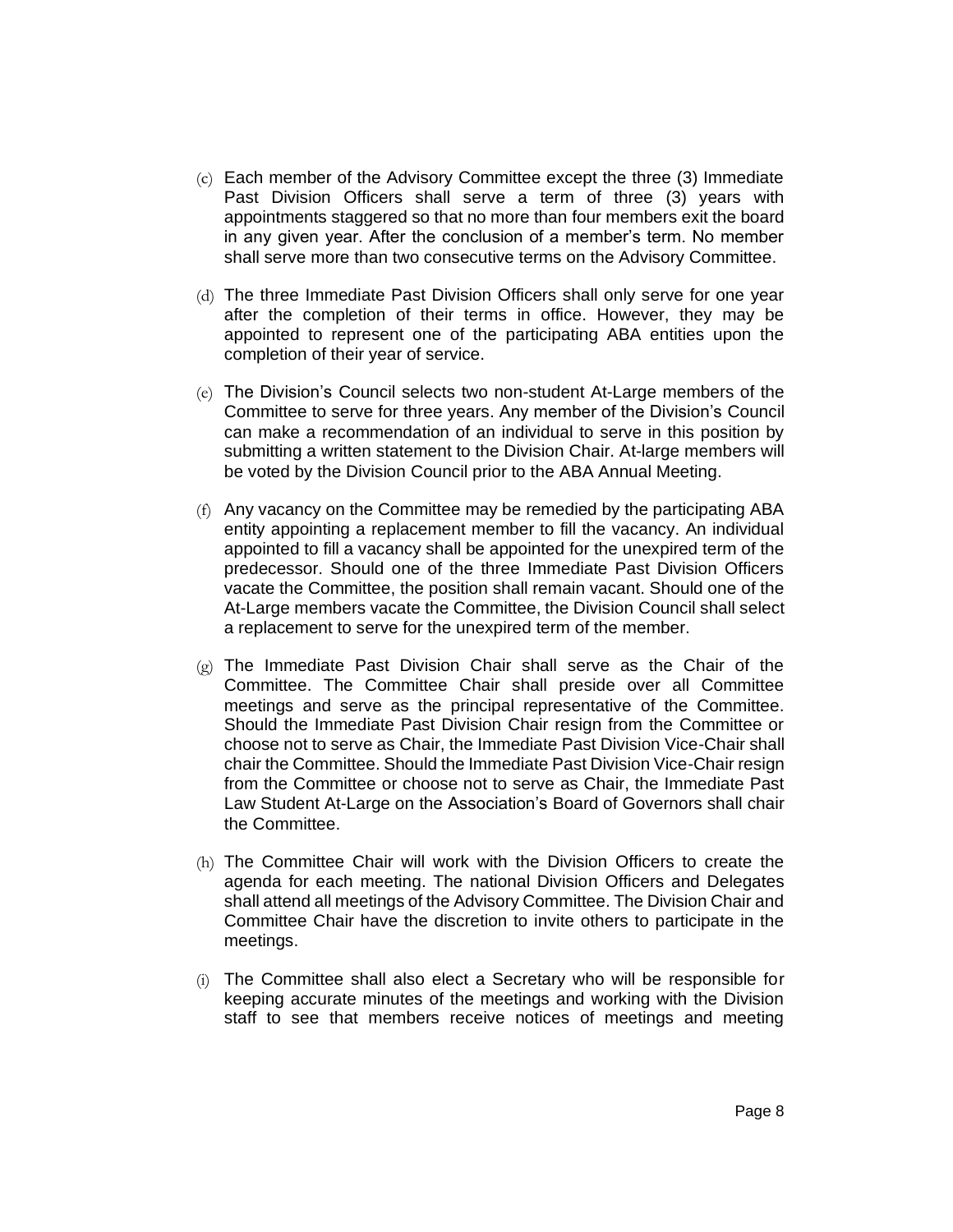(c) Each member of the Advisory Committee except the three (3) Immediate Past Division Officers shall serve a term of three (3) years with appointments staggered so that no more than four members exit the board in any given year. After the conclusion of a member's term. No member shall serve more than two consecutive terms on the Advisory Committee.

(d) The three Immediate Past Division Officers shall only serve for one year after the completion of their terms in office. However, they may be appointed to represent one of the participating ABA entities upon the completion of their year of service.

(e) The Division's Council selects two non-student At-Large members of the Committee to serve for three years. Any member of the Division's Council can make a recommendation of an individual to serve in this position by submitting a written statement to the Division Chair. At-large members will be voted by the Division Council prior to the ABA Annual Meeting.

(f) Any vacancy on the Committee may be remedied by the participating ABA entity appointing a replacement member to fill the vacancy. An individual appointed to fill a vacancy shall be appointed for the unexpired term of the predecessor. Should one of the three Immediate Past Division Officers vacate the Committee, the position shall remain vacant. Should one of the At-Large members vacate the Committee, the Division Council shall select a replacement to serve for the unexpired term of the member.

(g) The Immediate Past Division Chair shall serve as the Chair of the Committee. The Committee Chair shall preside over all Committee meetings and serve as the principal representative of the Committee. Should the Immediate Past Division Chair resign from the Committee or choose not to serve as Chair, the Immediate Past Division Vice-Chair shall chair the Committee. Should the Immediate Past Division Vice-Chair resign from the Committee or choose not to serve as Chair, the Immediate Past Law Student At-Large on the Association's Board of Governors shall chair the Committee.

(h) The Committee Chair will work with the Division Officers to create the agenda for each meeting. The national Division Officers and Delegates shall attend all meetings of the Advisory Committee. The Division Chair and Committee Chair have the discretion to invite others to participate in the meetings.

(i) The Committee shall also elect a Secretary who will be responsible for keeping accurate minutes of the meetings and working with the Division staff to see that members receive notices of meetings and meeting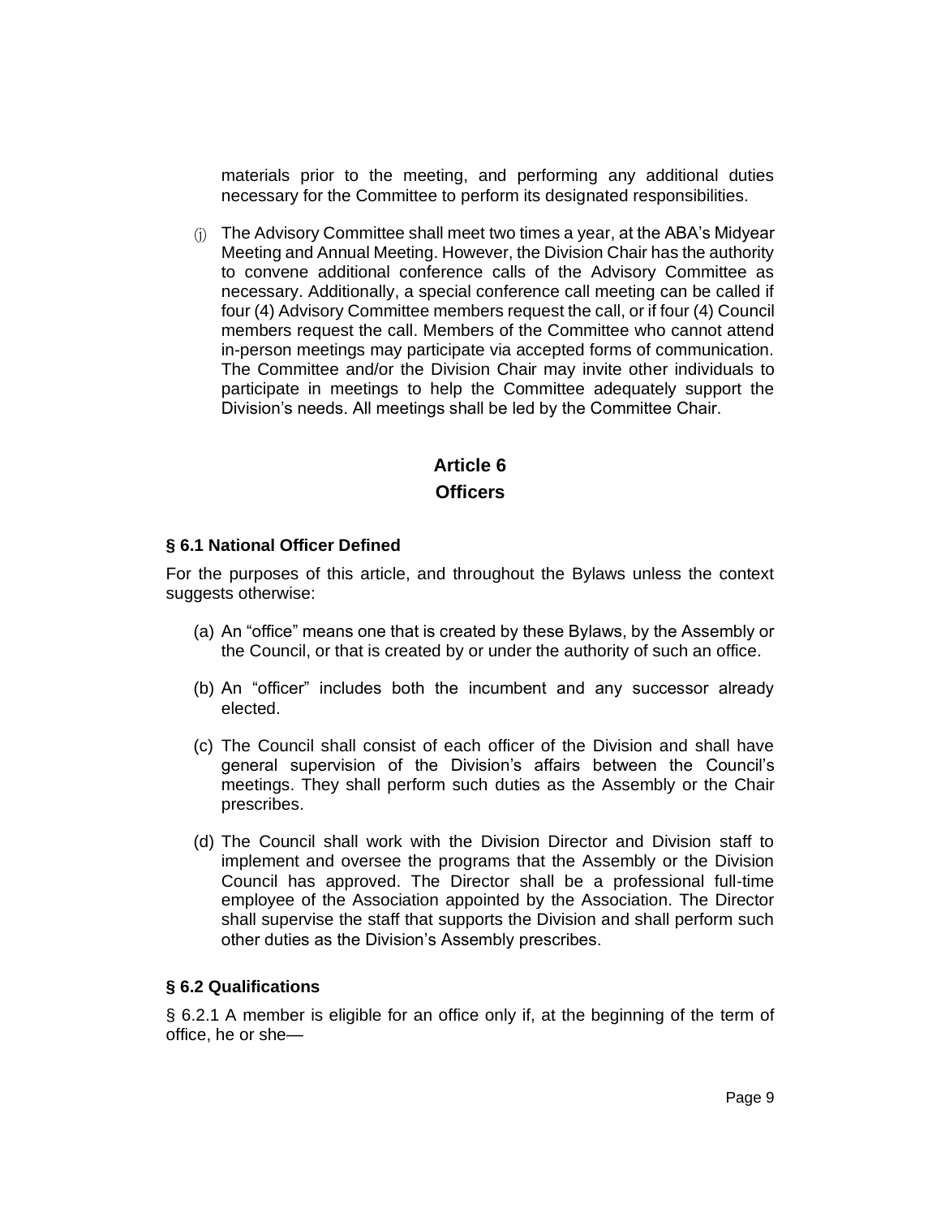materials prior to the meeting, and performing any additional duties necessary for the Committee to perform its designated responsibilities.

(j) The Advisory Committee shall meet two times a year, at the ABA's Midyear Meeting and Annual Meeting. However, the Division Chair has the authority to convene additional conference calls of the Advisory Committee as necessary. Additionally, a special conference call meeting can be called if four (4) Advisory Committee members request the call, or if four (4) Council members request the call. Members of the Committee who cannot attend in-person meetings may participate via accepted forms of communication. The Committee and/or the Division Chair may invite other individuals to participate in meetings to help the Committee adequately support the Division's needs. All meetings shall be led by the Committee Chair.

## Article 6
## Officers

### § 6.1 National Officer Defined

For the purposes of this article, and throughout the Bylaws unless the context suggests otherwise:

(a) An "office" means one that is created by these Bylaws, by the Assembly or the Council, or that is created by or under the authority of such an office.

(b) An "officer" includes both the incumbent and any successor already elected.

(c) The Council shall consist of each officer of the Division and shall have general supervision of the Division's affairs between the Council's meetings. They shall perform such duties as the Assembly or the Chair prescribes.

(d) The Council shall work with the Division Director and Division staff to implement and oversee the programs that the Assembly or the Division Council has approved. The Director shall be a professional full-time employee of the Association appointed by the Association. The Director shall supervise the staff that supports the Division and shall perform such other duties as the Division's Assembly prescribes.

### § 6.2 Qualifications

§ 6.2.1 A member is eligible for an office only if, at the beginning of the term of office, he or she—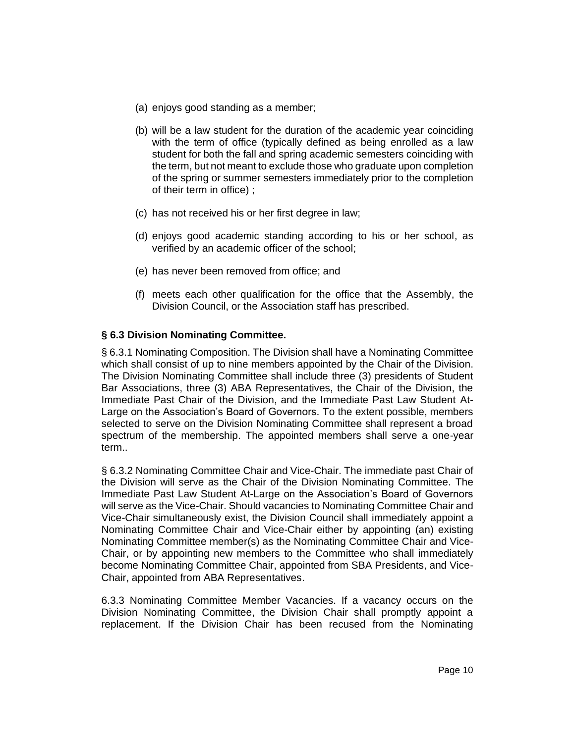(a) enjoys good standing as a member;

(b) will be a law student for the duration of the academic year coinciding with the term of office (typically defined as being enrolled as a law student for both the fall and spring academic semesters coinciding with the term, but not meant to exclude those who graduate upon completion of the spring or summer semesters immediately prior to the completion of their term in office) ;

(c) has not received his or her first degree in law;

(d) enjoys good academic standing according to his or her school, as verified by an academic officer of the school;

(e) has never been removed from office; and

(f) meets each other qualification for the office that the Assembly, the Division Council, or the Association staff has prescribed.

**§ 6.3 Division Nominating Committee.**

§ 6.3.1 Nominating Composition. The Division shall have a Nominating Committee which shall consist of up to nine members appointed by the Chair of the Division. The Division Nominating Committee shall include three (3) presidents of Student Bar Associations, three (3) ABA Representatives, the Chair of the Division, the Immediate Past Chair of the Division, and the Immediate Past Law Student At-Large on the Association's Board of Governors. To the extent possible, members selected to serve on the Division Nominating Committee shall represent a broad spectrum of the membership. The appointed members shall serve a one-year term..

§ 6.3.2 Nominating Committee Chair and Vice-Chair. The immediate past Chair of the Division will serve as the Chair of the Division Nominating Committee. The Immediate Past Law Student At-Large on the Association's Board of Governors will serve as the Vice-Chair. Should vacancies to Nominating Committee Chair and Vice-Chair simultaneously exist, the Division Council shall immediately appoint a Nominating Committee Chair and Vice-Chair either by appointing (an) existing Nominating Committee member(s) as the Nominating Committee Chair and Vice-Chair, or by appointing new members to the Committee who shall immediately become Nominating Committee Chair, appointed from SBA Presidents, and Vice-Chair, appointed from ABA Representatives.

6.3.3 Nominating Committee Member Vacancies. If a vacancy occurs on the Division Nominating Committee, the Division Chair shall promptly appoint a replacement. If the Division Chair has been recused from the Nominating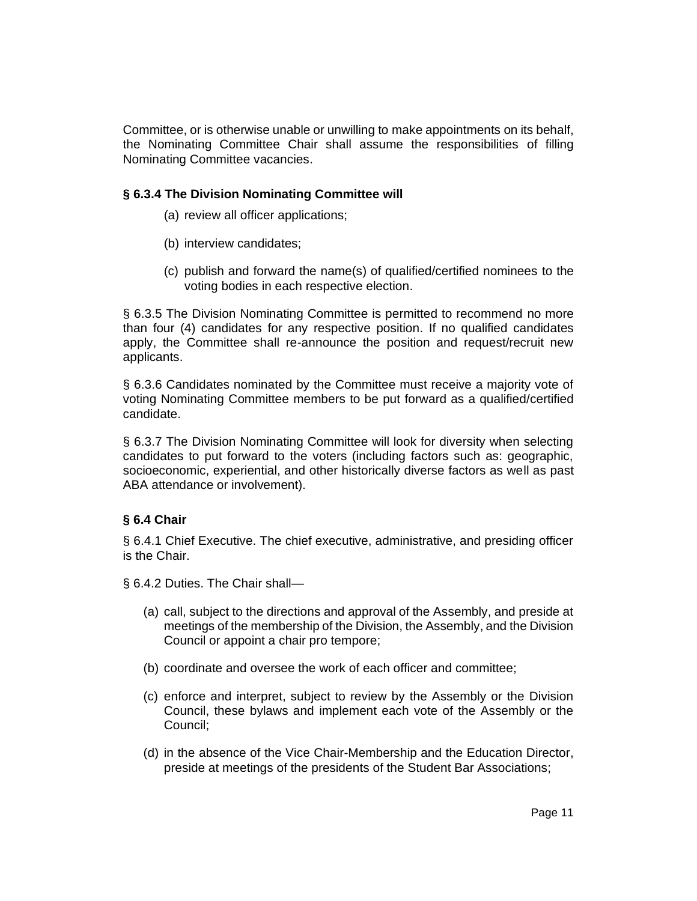Committee, or is otherwise unable or unwilling to make appointments on its behalf, the Nominating Committee Chair shall assume the responsibilities of filling Nominating Committee vacancies.

**§ 6.3.4 The Division Nominating Committee will**

(a) review all officer applications;

(b) interview candidates;

(c) publish and forward the name(s) of qualified/certified nominees to the voting bodies in each respective election.

§ 6.3.5 The Division Nominating Committee is permitted to recommend no more than four (4) candidates for any respective position. If no qualified candidates apply, the Committee shall re-announce the position and request/recruit new applicants.

§ 6.3.6 Candidates nominated by the Committee must receive a majority vote of voting Nominating Committee members to be put forward as a qualified/certified candidate.

§ 6.3.7 The Division Nominating Committee will look for diversity when selecting candidates to put forward to the voters (including factors such as: geographic, socioeconomic, experiential, and other historically diverse factors as well as past ABA attendance or involvement).

**§ 6.4 Chair**

§ 6.4.1 Chief Executive. The chief executive, administrative, and presiding officer is the Chair.

§ 6.4.2 Duties. The Chair shall—

(a) call, subject to the directions and approval of the Assembly, and preside at meetings of the membership of the Division, the Assembly, and the Division Council or appoint a chair pro tempore;

(b) coordinate and oversee the work of each officer and committee;

(c) enforce and interpret, subject to review by the Assembly or the Division Council, these bylaws and implement each vote of the Assembly or the Council;

(d) in the absence of the Vice Chair-Membership and the Education Director, preside at meetings of the presidents of the Student Bar Associations;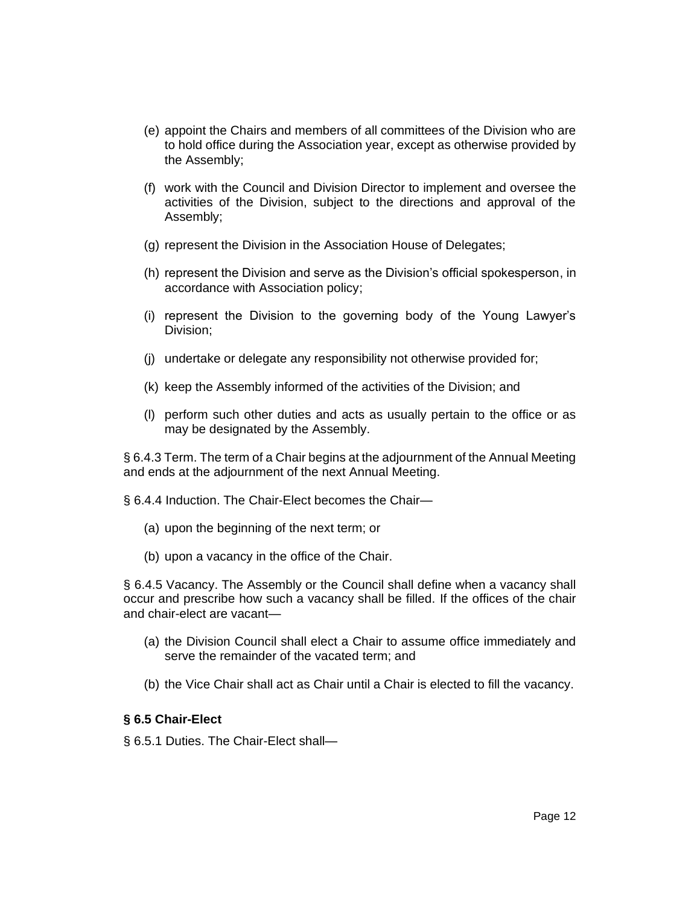(e) appoint the Chairs and members of all committees of the Division who are to hold office during the Association year, except as otherwise provided by the Assembly;

(f) work with the Council and Division Director to implement and oversee the activities of the Division, subject to the directions and approval of the Assembly;

(g) represent the Division in the Association House of Delegates;

(h) represent the Division and serve as the Division's official spokesperson, in accordance with Association policy;

(i) represent the Division to the governing body of the Young Lawyer's Division;

(j) undertake or delegate any responsibility not otherwise provided for;

(k) keep the Assembly informed of the activities of the Division; and

(l) perform such other duties and acts as usually pertain to the office or as may be designated by the Assembly.

§ 6.4.3 Term. The term of a Chair begins at the adjournment of the Annual Meeting and ends at the adjournment of the next Annual Meeting.

§ 6.4.4 Induction. The Chair-Elect becomes the Chair—

(a) upon the beginning of the next term; or

(b) upon a vacancy in the office of the Chair.

§ 6.4.5 Vacancy. The Assembly or the Council shall define when a vacancy shall occur and prescribe how such a vacancy shall be filled. If the offices of the chair and chair-elect are vacant—

(a) the Division Council shall elect a Chair to assume office immediately and serve the remainder of the vacated term; and

(b) the Vice Chair shall act as Chair until a Chair is elected to fill the vacancy.

**§ 6.5 Chair-Elect**

§ 6.5.1 Duties. The Chair-Elect shall—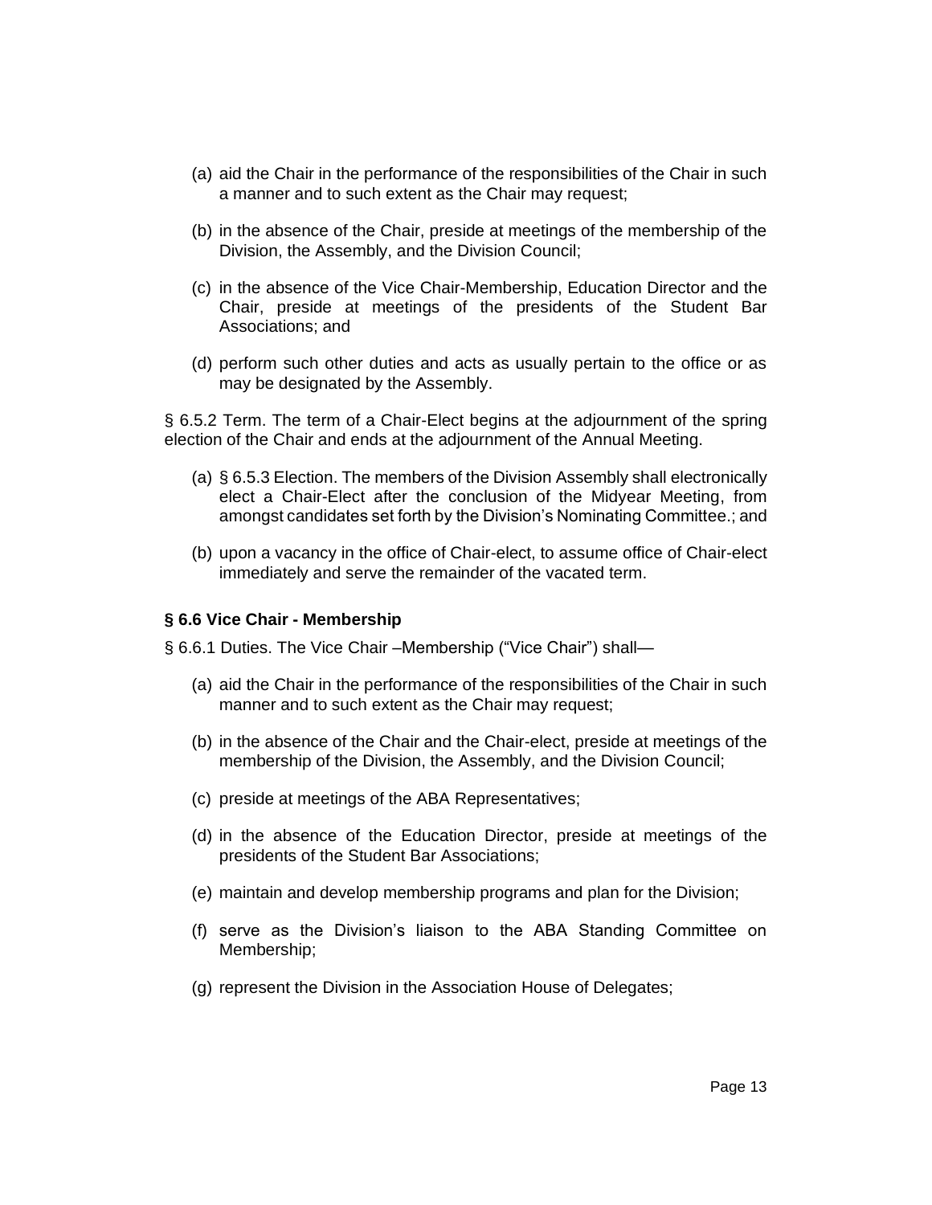(a) aid the Chair in the performance of the responsibilities of the Chair in such a manner and to such extent as the Chair may request;

(b) in the absence of the Chair, preside at meetings of the membership of the Division, the Assembly, and the Division Council;

(c) in the absence of the Vice Chair-Membership, Education Director and the Chair, preside at meetings of the presidents of the Student Bar Associations; and

(d) perform such other duties and acts as usually pertain to the office or as may be designated by the Assembly.

§ 6.5.2 Term. The term of a Chair-Elect begins at the adjournment of the spring election of the Chair and ends at the adjournment of the Annual Meeting.

(a) § 6.5.3 Election. The members of the Division Assembly shall electronically elect a Chair-Elect after the conclusion of the Midyear Meeting, from amongst candidates set forth by the Division's Nominating Committee.; and

(b) upon a vacancy in the office of Chair-elect, to assume office of Chair-elect immediately and serve the remainder of the vacated term.

### § 6.6 Vice Chair - Membership

§ 6.6.1 Duties. The Vice Chair –Membership ("Vice Chair") shall—

(a) aid the Chair in the performance of the responsibilities of the Chair in such manner and to such extent as the Chair may request;

(b) in the absence of the Chair and the Chair-elect, preside at meetings of the membership of the Division, the Assembly, and the Division Council;

(c) preside at meetings of the ABA Representatives;

(d) in the absence of the Education Director, preside at meetings of the presidents of the Student Bar Associations;

(e) maintain and develop membership programs and plan for the Division;

(f) serve as the Division's liaison to the ABA Standing Committee on Membership;

(g) represent the Division in the Association House of Delegates;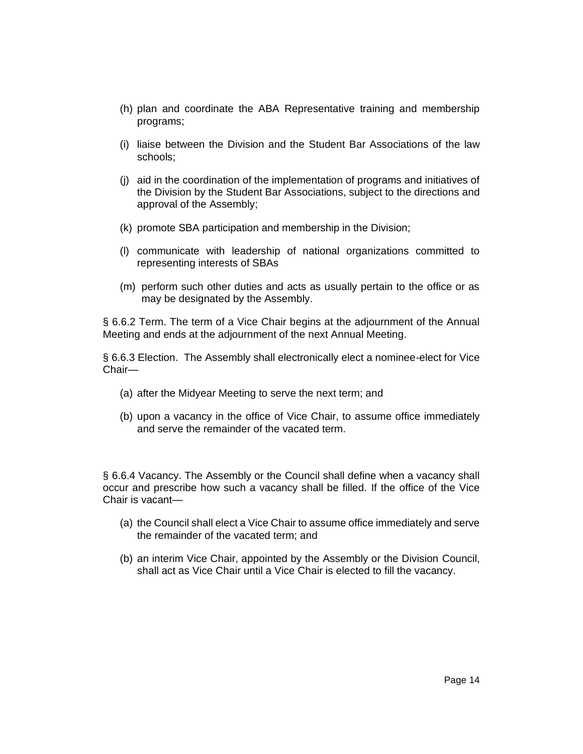(h) plan and coordinate the ABA Representative training and membership programs;

(i) liaise between the Division and the Student Bar Associations of the law schools;

(j) aid in the coordination of the implementation of programs and initiatives of the Division by the Student Bar Associations, subject to the directions and approval of the Assembly;

(k) promote SBA participation and membership in the Division;

(l) communicate with leadership of national organizations committed to representing interests of SBAs

(m) perform such other duties and acts as usually pertain to the office or as may be designated by the Assembly.

§ 6.6.2 Term. The term of a Vice Chair begins at the adjournment of the Annual Meeting and ends at the adjournment of the next Annual Meeting.

§ 6.6.3 Election. The Assembly shall electronically elect a nominee-elect for Vice Chair—

(a) after the Midyear Meeting to serve the next term; and

(b) upon a vacancy in the office of Vice Chair, to assume office immediately and serve the remainder of the vacated term.

§ 6.6.4 Vacancy. The Assembly or the Council shall define when a vacancy shall occur and prescribe how such a vacancy shall be filled. If the office of the Vice Chair is vacant—

(a) the Council shall elect a Vice Chair to assume office immediately and serve the remainder of the vacated term; and

(b) an interim Vice Chair, appointed by the Assembly or the Division Council, shall act as Vice Chair until a Vice Chair is elected to fill the vacancy.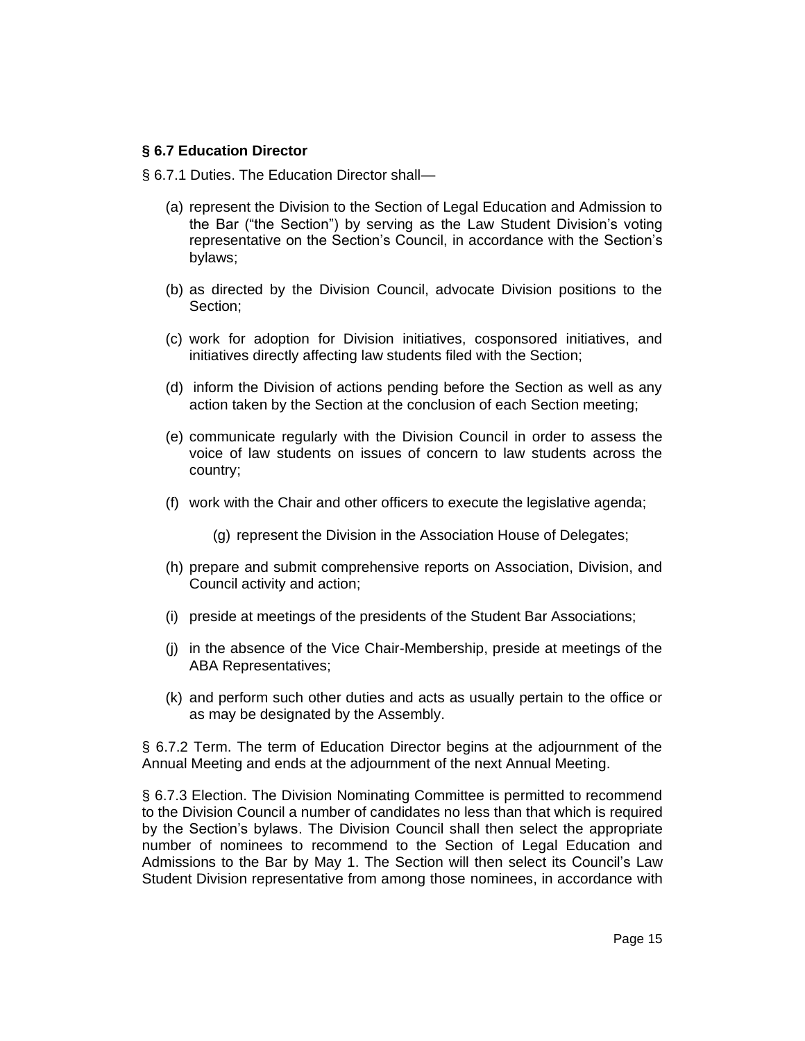### § 6.7 Education Director

§ 6.7.1 Duties. The Education Director shall—

(a) represent the Division to the Section of Legal Education and Admission to the Bar ("the Section") by serving as the Law Student Division's voting representative on the Section's Council, in accordance with the Section's bylaws;

(b) as directed by the Division Council, advocate Division positions to the Section;

(c) work for adoption for Division initiatives, cosponsored initiatives, and initiatives directly affecting law students filed with the Section;

(d) inform the Division of actions pending before the Section as well as any action taken by the Section at the conclusion of each Section meeting;

(e) communicate regularly with the Division Council in order to assess the voice of law students on issues of concern to law students across the country;

(f) work with the Chair and other officers to execute the legislative agenda;

(g) represent the Division in the Association House of Delegates;

(h) prepare and submit comprehensive reports on Association, Division, and Council activity and action;

(i) preside at meetings of the presidents of the Student Bar Associations;

(j) in the absence of the Vice Chair-Membership, preside at meetings of the ABA Representatives;

(k) and perform such other duties and acts as usually pertain to the office or as may be designated by the Assembly.

§ 6.7.2 Term. The term of Education Director begins at the adjournment of the Annual Meeting and ends at the adjournment of the next Annual Meeting.

§ 6.7.3 Election. The Division Nominating Committee is permitted to recommend to the Division Council a number of candidates no less than that which is required by the Section's bylaws. The Division Council shall then select the appropriate number of nominees to recommend to the Section of Legal Education and Admissions to the Bar by May 1. The Section will then select its Council's Law Student Division representative from among those nominees, in accordance with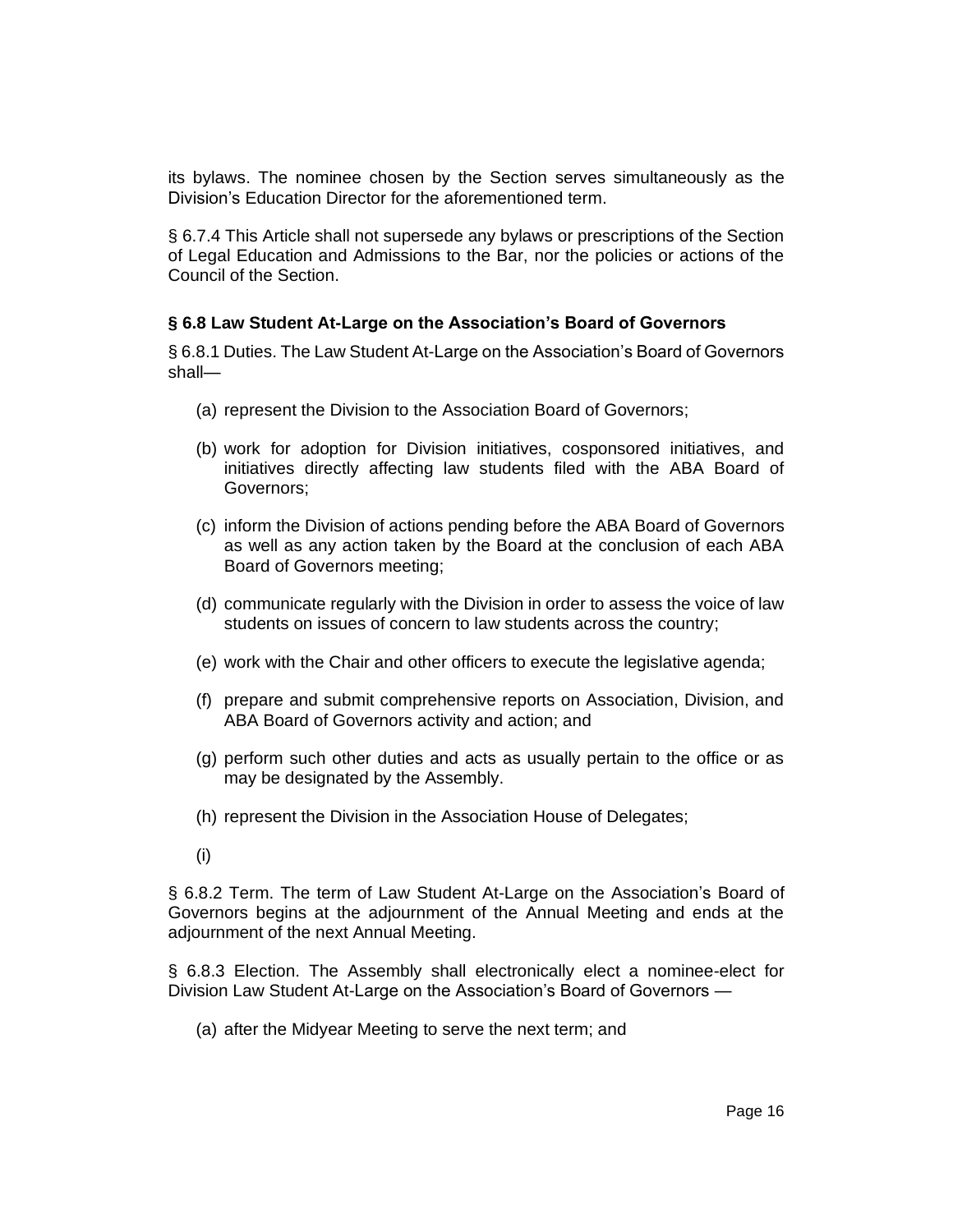its bylaws. The nominee chosen by the Section serves simultaneously as the Division's Education Director for the aforementioned term.

§ 6.7.4 This Article shall not supersede any bylaws or prescriptions of the Section of Legal Education and Admissions to the Bar, nor the policies or actions of the Council of the Section.

### § 6.8 Law Student At-Large on the Association's Board of Governors

§ 6.8.1 Duties. The Law Student At-Large on the Association's Board of Governors shall—

(a) represent the Division to the Association Board of Governors;

(b) work for adoption for Division initiatives, cosponsored initiatives, and initiatives directly affecting law students filed with the ABA Board of Governors;

(c) inform the Division of actions pending before the ABA Board of Governors as well as any action taken by the Board at the conclusion of each ABA Board of Governors meeting;

(d) communicate regularly with the Division in order to assess the voice of law students on issues of concern to law students across the country;

(e) work with the Chair and other officers to execute the legislative agenda;

(f) prepare and submit comprehensive reports on Association, Division, and ABA Board of Governors activity and action; and

(g) perform such other duties and acts as usually pertain to the office or as may be designated by the Assembly.

(h) represent the Division in the Association House of Delegates;

(i)

§ 6.8.2 Term. The term of Law Student At-Large on the Association's Board of Governors begins at the adjournment of the Annual Meeting and ends at the adjournment of the next Annual Meeting.

§ 6.8.3 Election. The Assembly shall electronically elect a nominee-elect for Division Law Student At-Large on the Association's Board of Governors —

(a) after the Midyear Meeting to serve the next term; and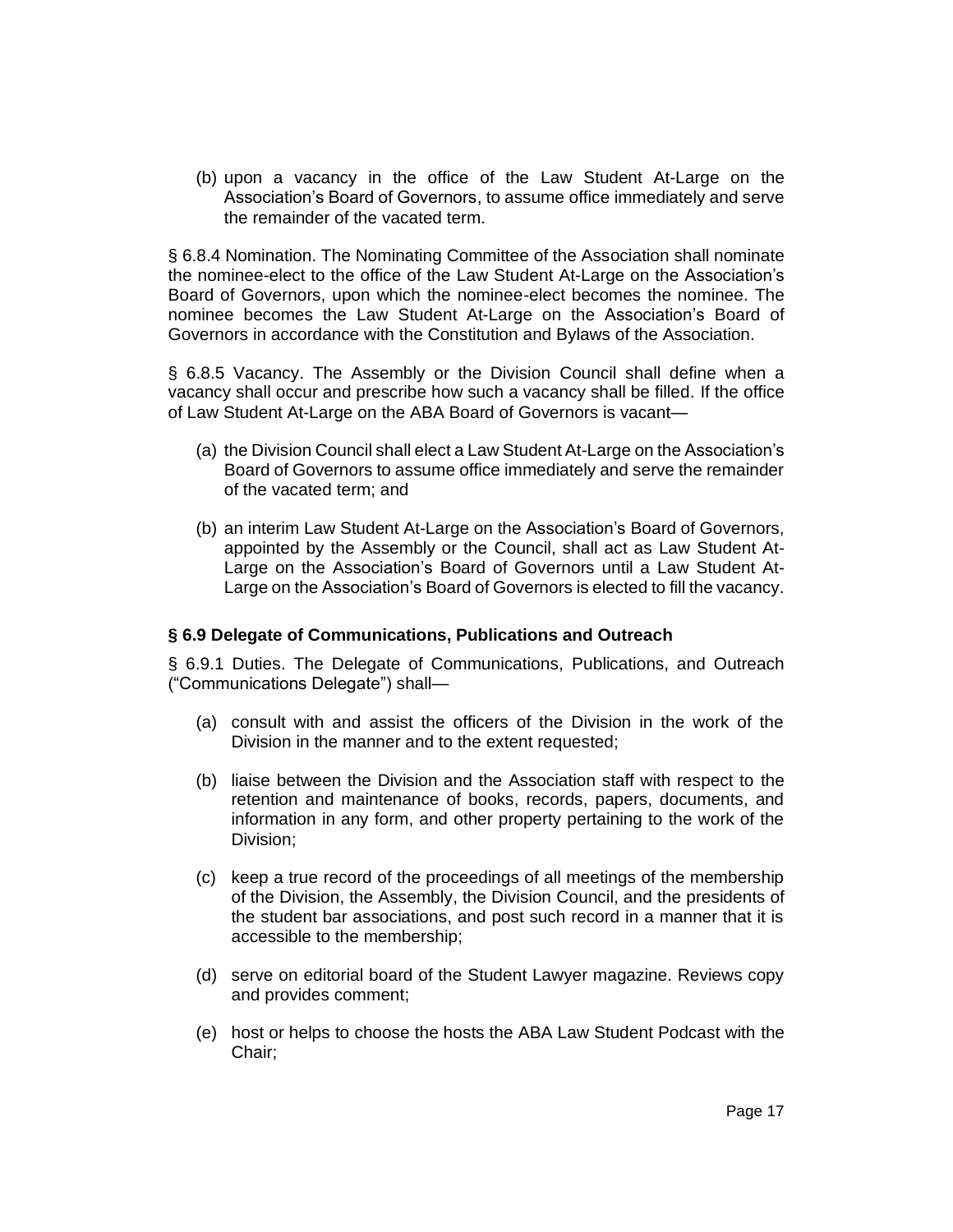(b) upon a vacancy in the office of the Law Student At-Large on the Association's Board of Governors, to assume office immediately and serve the remainder of the vacated term.

§ 6.8.4 Nomination. The Nominating Committee of the Association shall nominate the nominee-elect to the office of the Law Student At-Large on the Association's Board of Governors, upon which the nominee-elect becomes the nominee. The nominee becomes the Law Student At-Large on the Association's Board of Governors in accordance with the Constitution and Bylaws of the Association.

§ 6.8.5 Vacancy. The Assembly or the Division Council shall define when a vacancy shall occur and prescribe how such a vacancy shall be filled. If the office of Law Student At-Large on the ABA Board of Governors is vacant—

(a) the Division Council shall elect a Law Student At-Large on the Association's Board of Governors to assume office immediately and serve the remainder of the vacated term; and

(b) an interim Law Student At-Large on the Association's Board of Governors, appointed by the Assembly or the Council, shall act as Law Student At-Large on the Association's Board of Governors until a Law Student At-Large on the Association's Board of Governors is elected to fill the vacancy.

### § 6.9 Delegate of Communications, Publications and Outreach

§ 6.9.1 Duties. The Delegate of Communications, Publications, and Outreach ("Communications Delegate") shall—

(a) consult with and assist the officers of the Division in the work of the Division in the manner and to the extent requested;

(b) liaise between the Division and the Association staff with respect to the retention and maintenance of books, records, papers, documents, and information in any form, and other property pertaining to the work of the Division;

(c) keep a true record of the proceedings of all meetings of the membership of the Division, the Assembly, the Division Council, and the presidents of the student bar associations, and post such record in a manner that it is accessible to the membership;

(d) serve on editorial board of the Student Lawyer magazine. Reviews copy and provides comment;

(e) host or helps to choose the hosts the ABA Law Student Podcast with the Chair;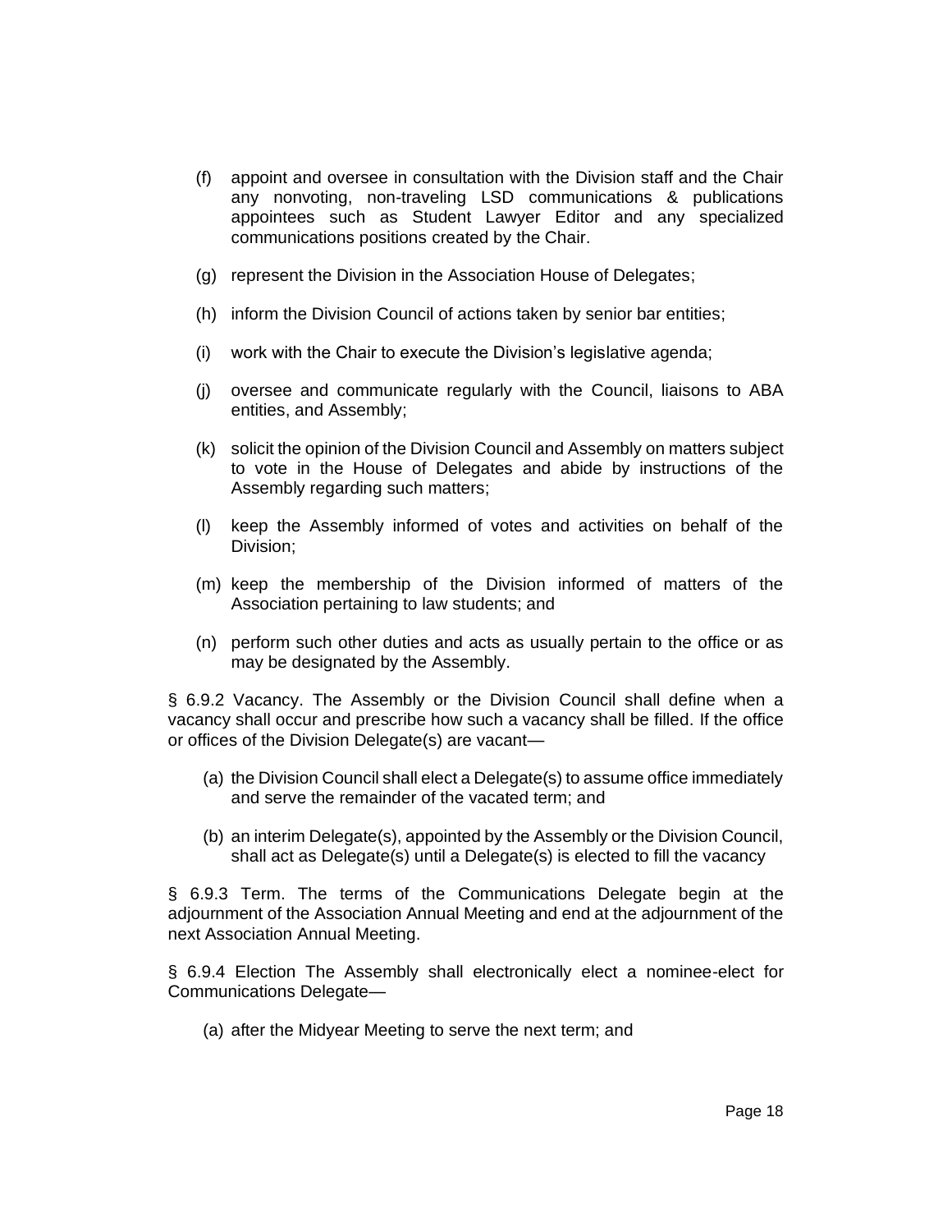(f) appoint and oversee in consultation with the Division staff and the Chair any nonvoting, non-traveling LSD communications & publications appointees such as Student Lawyer Editor and any specialized communications positions created by the Chair.

(g) represent the Division in the Association House of Delegates;

(h) inform the Division Council of actions taken by senior bar entities;

(i) work with the Chair to execute the Division's legislative agenda;

(j) oversee and communicate regularly with the Council, liaisons to ABA entities, and Assembly;

(k) solicit the opinion of the Division Council and Assembly on matters subject to vote in the House of Delegates and abide by instructions of the Assembly regarding such matters;

(l) keep the Assembly informed of votes and activities on behalf of the Division;

(m) keep the membership of the Division informed of matters of the Association pertaining to law students; and

(n) perform such other duties and acts as usually pertain to the office or as may be designated by the Assembly.

§ 6.9.2 Vacancy. The Assembly or the Division Council shall define when a vacancy shall occur and prescribe how such a vacancy shall be filled. If the office or offices of the Division Delegate(s) are vacant—

(a) the Division Council shall elect a Delegate(s) to assume office immediately and serve the remainder of the vacated term; and

(b) an interim Delegate(s), appointed by the Assembly or the Division Council, shall act as Delegate(s) until a Delegate(s) is elected to fill the vacancy

§ 6.9.3 Term. The terms of the Communications Delegate begin at the adjournment of the Association Annual Meeting and end at the adjournment of the next Association Annual Meeting.

§ 6.9.4 Election The Assembly shall electronically elect a nominee-elect for Communications Delegate—

(a) after the Midyear Meeting to serve the next term; and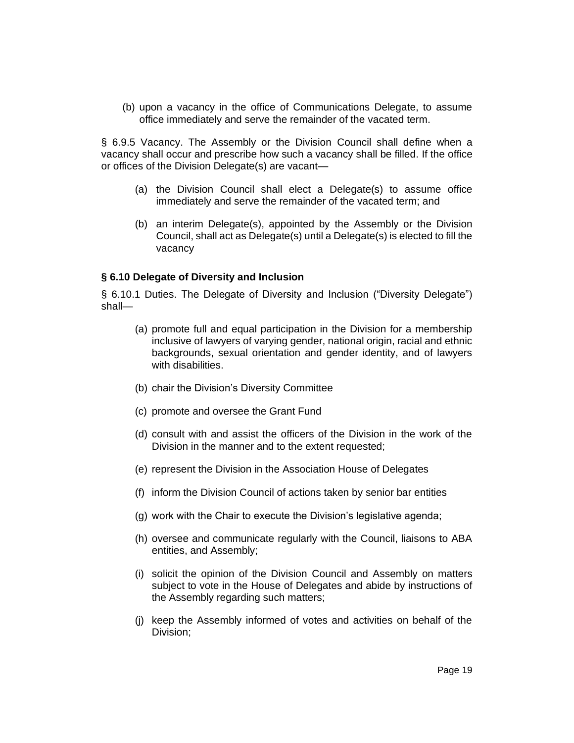(b) upon a vacancy in the office of Communications Delegate, to assume office immediately and serve the remainder of the vacated term.

§ 6.9.5 Vacancy. The Assembly or the Division Council shall define when a vacancy shall occur and prescribe how such a vacancy shall be filled. If the office or offices of the Division Delegate(s) are vacant—

(a) the Division Council shall elect a Delegate(s) to assume office immediately and serve the remainder of the vacated term; and

(b) an interim Delegate(s), appointed by the Assembly or the Division Council, shall act as Delegate(s) until a Delegate(s) is elected to fill the vacancy

### § 6.10 Delegate of Diversity and Inclusion

§ 6.10.1 Duties. The Delegate of Diversity and Inclusion ("Diversity Delegate") shall—

(a) promote full and equal participation in the Division for a membership inclusive of lawyers of varying gender, national origin, racial and ethnic backgrounds, sexual orientation and gender identity, and of lawyers with disabilities.

(b) chair the Division's Diversity Committee

(c) promote and oversee the Grant Fund

(d) consult with and assist the officers of the Division in the work of the Division in the manner and to the extent requested;

(e) represent the Division in the Association House of Delegates

(f) inform the Division Council of actions taken by senior bar entities

(g) work with the Chair to execute the Division's legislative agenda;

(h) oversee and communicate regularly with the Council, liaisons to ABA entities, and Assembly;

(i) solicit the opinion of the Division Council and Assembly on matters subject to vote in the House of Delegates and abide by instructions of the Assembly regarding such matters;

(j) keep the Assembly informed of votes and activities on behalf of the Division;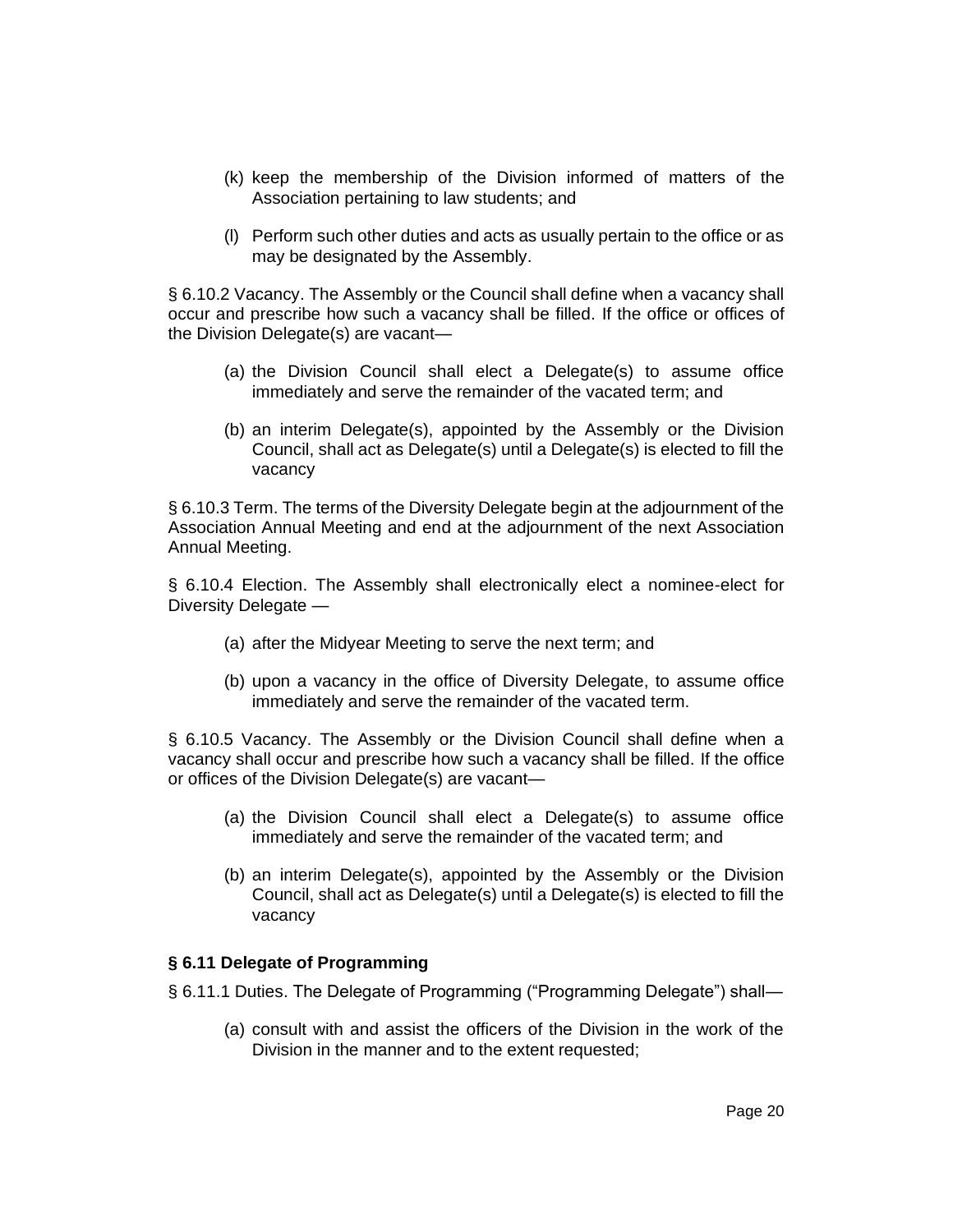(k) keep the membership of the Division informed of matters of the Association pertaining to law students; and

(l) Perform such other duties and acts as usually pertain to the office or as may be designated by the Assembly.

§ 6.10.2 Vacancy. The Assembly or the Council shall define when a vacancy shall occur and prescribe how such a vacancy shall be filled. If the office or offices of the Division Delegate(s) are vacant—

(a) the Division Council shall elect a Delegate(s) to assume office immediately and serve the remainder of the vacated term; and

(b) an interim Delegate(s), appointed by the Assembly or the Division Council, shall act as Delegate(s) until a Delegate(s) is elected to fill the vacancy

§ 6.10.3 Term. The terms of the Diversity Delegate begin at the adjournment of the Association Annual Meeting and end at the adjournment of the next Association Annual Meeting.

§ 6.10.4 Election. The Assembly shall electronically elect a nominee-elect for Diversity Delegate —

(a) after the Midyear Meeting to serve the next term; and

(b) upon a vacancy in the office of Diversity Delegate, to assume office immediately and serve the remainder of the vacated term.

§ 6.10.5 Vacancy. The Assembly or the Division Council shall define when a vacancy shall occur and prescribe how such a vacancy shall be filled. If the office or offices of the Division Delegate(s) are vacant—

(a) the Division Council shall elect a Delegate(s) to assume office immediately and serve the remainder of the vacated term; and

(b) an interim Delegate(s), appointed by the Assembly or the Division Council, shall act as Delegate(s) until a Delegate(s) is elected to fill the vacancy

### § 6.11 Delegate of Programming

§ 6.11.1 Duties. The Delegate of Programming ("Programming Delegate") shall—

(a) consult with and assist the officers of the Division in the work of the Division in the manner and to the extent requested;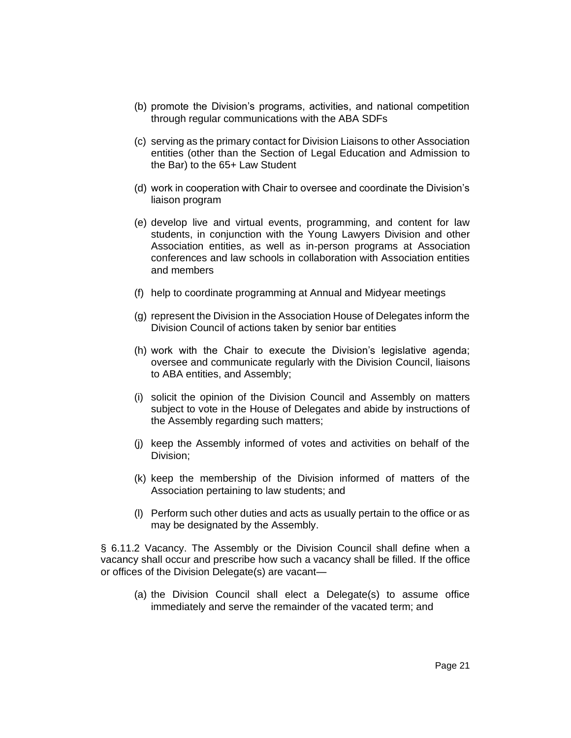(b) promote the Division's programs, activities, and national competition through regular communications with the ABA SDFs

(c) serving as the primary contact for Division Liaisons to other Association entities (other than the Section of Legal Education and Admission to the Bar) to the 65+ Law Student

(d) work in cooperation with Chair to oversee and coordinate the Division's liaison program

(e) develop live and virtual events, programming, and content for law students, in conjunction with the Young Lawyers Division and other Association entities, as well as in-person programs at Association conferences and law schools in collaboration with Association entities and members

(f) help to coordinate programming at Annual and Midyear meetings

(g) represent the Division in the Association House of Delegates inform the Division Council of actions taken by senior bar entities

(h) work with the Chair to execute the Division's legislative agenda; oversee and communicate regularly with the Division Council, liaisons to ABA entities, and Assembly;

(i) solicit the opinion of the Division Council and Assembly on matters subject to vote in the House of Delegates and abide by instructions of the Assembly regarding such matters;

(j) keep the Assembly informed of votes and activities on behalf of the Division;

(k) keep the membership of the Division informed of matters of the Association pertaining to law students; and

(l) Perform such other duties and acts as usually pertain to the office or as may be designated by the Assembly.

§ 6.11.2 Vacancy. The Assembly or the Division Council shall define when a vacancy shall occur and prescribe how such a vacancy shall be filled. If the office or offices of the Division Delegate(s) are vacant—

(a) the Division Council shall elect a Delegate(s) to assume office immediately and serve the remainder of the vacated term; and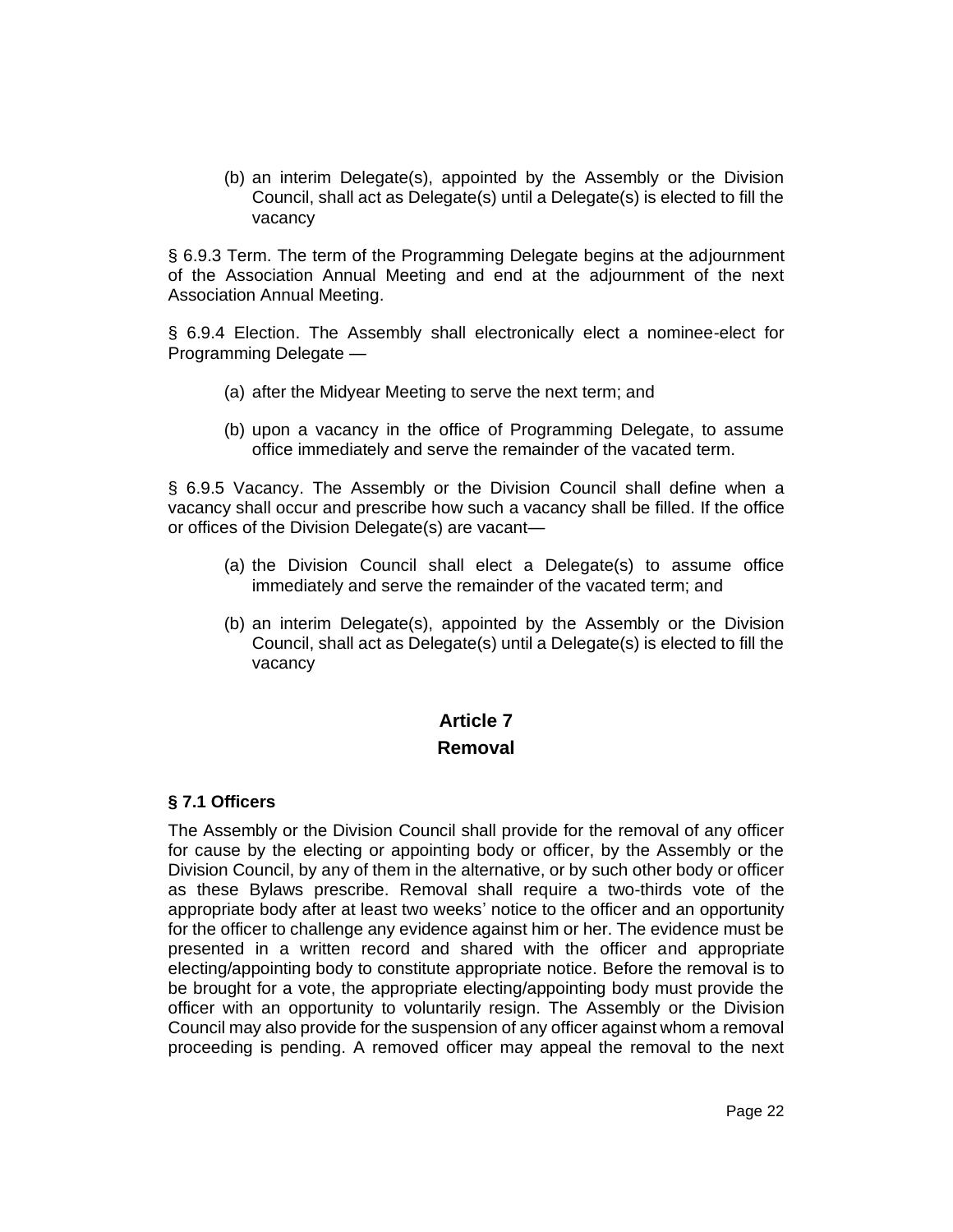(b) an interim Delegate(s), appointed by the Assembly or the Division Council, shall act as Delegate(s) until a Delegate(s) is elected to fill the vacancy

§ 6.9.3 Term. The term of the Programming Delegate begins at the adjournment of the Association Annual Meeting and end at the adjournment of the next Association Annual Meeting.

§ 6.9.4 Election. The Assembly shall electronically elect a nominee-elect for Programming Delegate —

(a) after the Midyear Meeting to serve the next term; and

(b) upon a vacancy in the office of Programming Delegate, to assume office immediately and serve the remainder of the vacated term.

§ 6.9.5 Vacancy. The Assembly or the Division Council shall define when a vacancy shall occur and prescribe how such a vacancy shall be filled. If the office or offices of the Division Delegate(s) are vacant—

(a) the Division Council shall elect a Delegate(s) to assume office immediately and serve the remainder of the vacated term; and

(b) an interim Delegate(s), appointed by the Assembly or the Division Council, shall act as Delegate(s) until a Delegate(s) is elected to fill the vacancy

## Article 7
## Removal

### § 7.1 Officers

The Assembly or the Division Council shall provide for the removal of any officer for cause by the electing or appointing body or officer, by the Assembly or the Division Council, by any of them in the alternative, or by such other body or officer as these Bylaws prescribe. Removal shall require a two-thirds vote of the appropriate body after at least two weeks' notice to the officer and an opportunity for the officer to challenge any evidence against him or her. The evidence must be presented in a written record and shared with the officer and appropriate electing/appointing body to constitute appropriate notice. Before the removal is to be brought for a vote, the appropriate electing/appointing body must provide the officer with an opportunity to voluntarily resign. The Assembly or the Division Council may also provide for the suspension of any officer against whom a removal proceeding is pending. A removed officer may appeal the removal to the next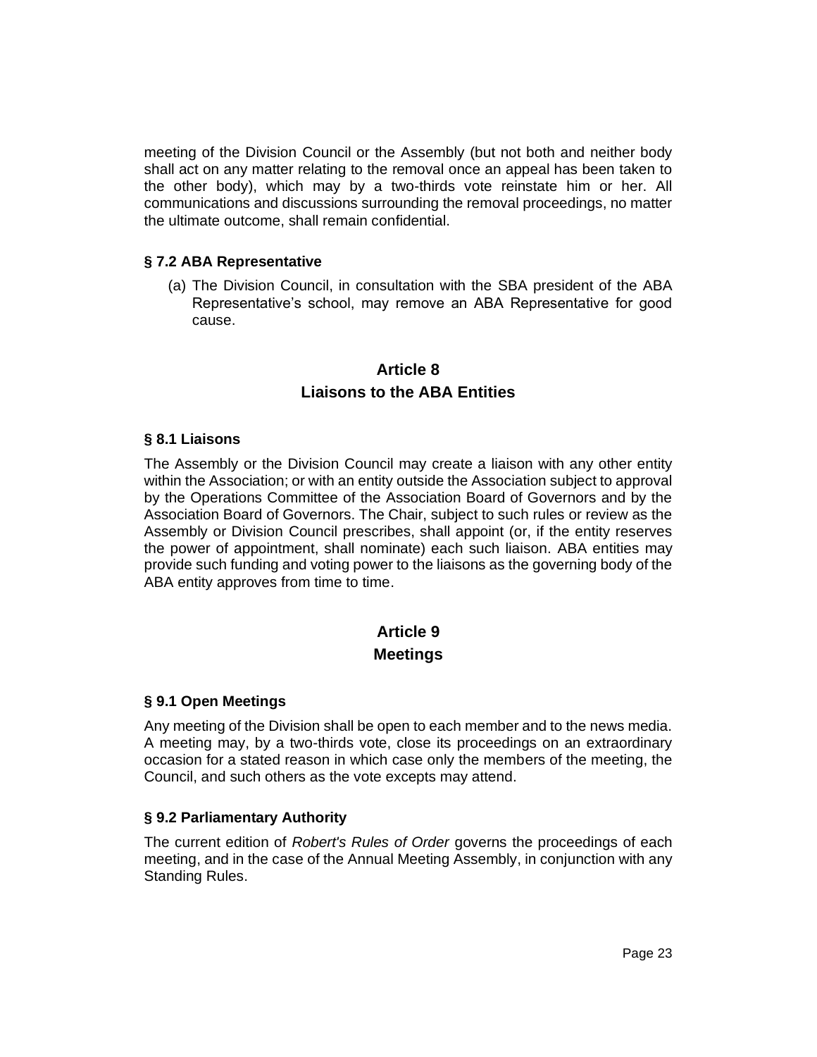meeting of the Division Council or the Assembly (but not both and neither body shall act on any matter relating to the removal once an appeal has been taken to the other body), which may by a two-thirds vote reinstate him or her. All communications and discussions surrounding the removal proceedings, no matter the ultimate outcome, shall remain confidential.

### § 7.2 ABA Representative

(a) The Division Council, in consultation with the SBA president of the ABA Representative's school, may remove an ABA Representative for good cause.

## Article 8
## Liaisons to the ABA Entities

### § 8.1 Liaisons

The Assembly or the Division Council may create a liaison with any other entity within the Association; or with an entity outside the Association subject to approval by the Operations Committee of the Association Board of Governors and by the Association Board of Governors. The Chair, subject to such rules or review as the Assembly or Division Council prescribes, shall appoint (or, if the entity reserves the power of appointment, shall nominate) each such liaison. ABA entities may provide such funding and voting power to the liaisons as the governing body of the ABA entity approves from time to time.

## Article 9
## Meetings

### § 9.1 Open Meetings

Any meeting of the Division shall be open to each member and to the news media. A meeting may, by a two-thirds vote, close its proceedings on an extraordinary occasion for a stated reason in which case only the members of the meeting, the Council, and such others as the vote excepts may attend.

### § 9.2 Parliamentary Authority

The current edition of *Robert's Rules of Order* governs the proceedings of each meeting, and in the case of the Annual Meeting Assembly, in conjunction with any Standing Rules.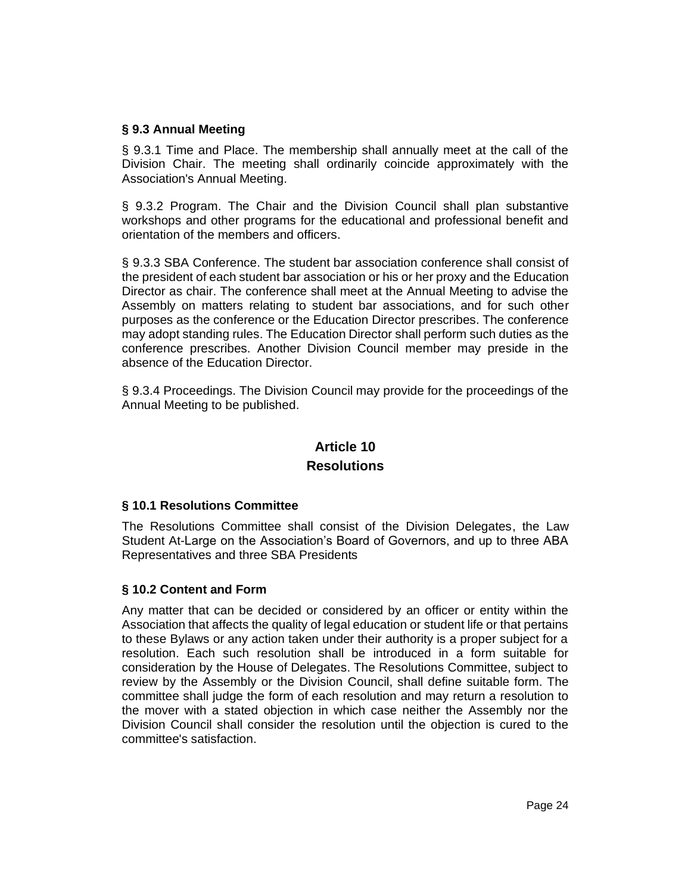### § 9.3 Annual Meeting

§ 9.3.1 Time and Place. The membership shall annually meet at the call of the Division Chair. The meeting shall ordinarily coincide approximately with the Association's Annual Meeting.

§ 9.3.2 Program. The Chair and the Division Council shall plan substantive workshops and other programs for the educational and professional benefit and orientation of the members and officers.

§ 9.3.3 SBA Conference. The student bar association conference shall consist of the president of each student bar association or his or her proxy and the Education Director as chair. The conference shall meet at the Annual Meeting to advise the Assembly on matters relating to student bar associations, and for such other purposes as the conference or the Education Director prescribes. The conference may adopt standing rules. The Education Director shall perform such duties as the conference prescribes. Another Division Council member may preside in the absence of the Education Director.

§ 9.3.4 Proceedings. The Division Council may provide for the proceedings of the Annual Meeting to be published.

## Article 10
## Resolutions

### § 10.1 Resolutions Committee

The Resolutions Committee shall consist of the Division Delegates, the Law Student At-Large on the Association’s Board of Governors, and up to three ABA Representatives and three SBA Presidents

### § 10.2 Content and Form

Any matter that can be decided or considered by an officer or entity within the Association that affects the quality of legal education or student life or that pertains to these Bylaws or any action taken under their authority is a proper subject for a resolution. Each such resolution shall be introduced in a form suitable for consideration by the House of Delegates. The Resolutions Committee, subject to review by the Assembly or the Division Council, shall define suitable form. The committee shall judge the form of each resolution and may return a resolution to the mover with a stated objection in which case neither the Assembly nor the Division Council shall consider the resolution until the objection is cured to the committee's satisfaction.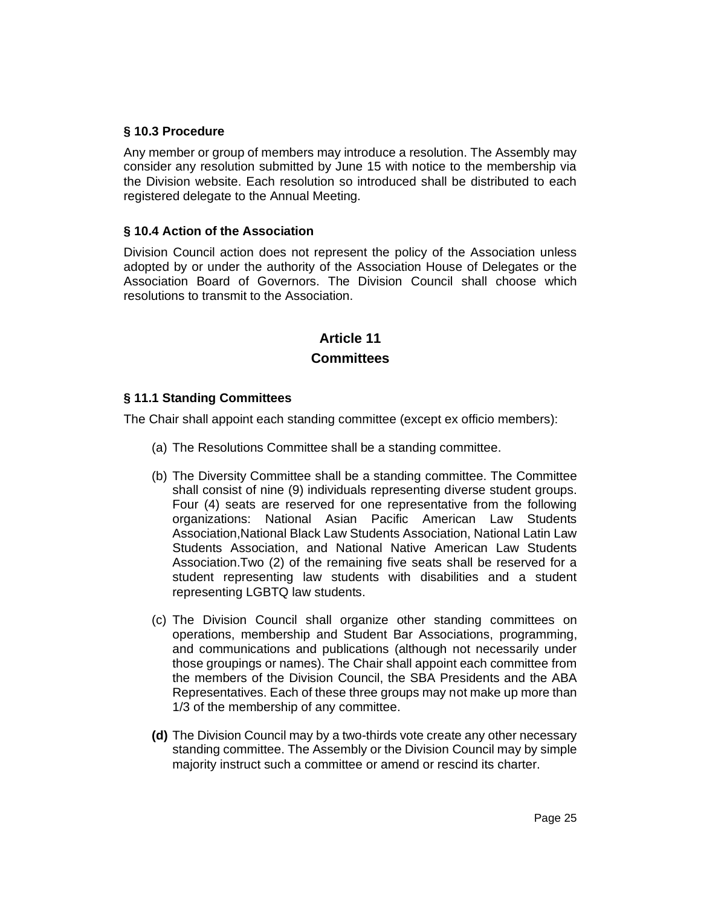### § 10.3 Procedure

Any member or group of members may introduce a resolution. The Assembly may consider any resolution submitted by June 15 with notice to the membership via the Division website. Each resolution so introduced shall be distributed to each registered delegate to the Annual Meeting.

### § 10.4 Action of the Association

Division Council action does not represent the policy of the Association unless adopted by or under the authority of the Association House of Delegates or the Association Board of Governors. The Division Council shall choose which resolutions to transmit to the Association.

## Article 11
## Committees

### § 11.1 Standing Committees

The Chair shall appoint each standing committee (except ex officio members):

(a) The Resolutions Committee shall be a standing committee.

(b) The Diversity Committee shall be a standing committee. The Committee shall consist of nine (9) individuals representing diverse student groups. Four (4) seats are reserved for one representative from the following organizations: National Asian Pacific American Law Students Association,National Black Law Students Association, National Latin Law Students Association, and National Native American Law Students Association.Two (2) of the remaining five seats shall be reserved for a student representing law students with disabilities and a student representing LGBTQ law students.

(c) The Division Council shall organize other standing committees on operations, membership and Student Bar Associations, programming, and communications and publications (although not necessarily under those groupings or names). The Chair shall appoint each committee from the members of the Division Council, the SBA Presidents and the ABA Representatives. Each of these three groups may not make up more than 1/3 of the membership of any committee.

**(d)** The Division Council may by a two-thirds vote create any other necessary standing committee. The Assembly or the Division Council may by simple majority instruct such a committee or amend or rescind its charter.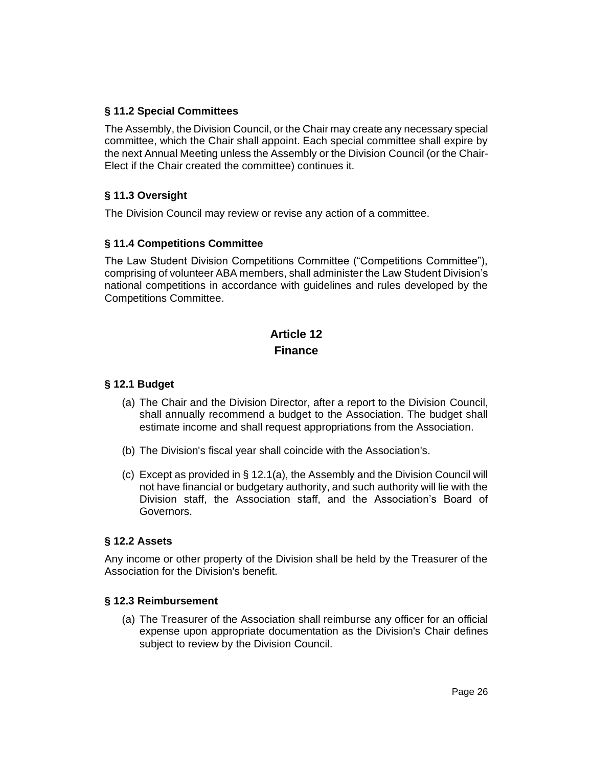### § 11.2 Special Committees

The Assembly, the Division Council, or the Chair may create any necessary special committee, which the Chair shall appoint. Each special committee shall expire by the next Annual Meeting unless the Assembly or the Division Council (or the Chair-Elect if the Chair created the committee) continues it.

### § 11.3 Oversight

The Division Council may review or revise any action of a committee.

### § 11.4 Competitions Committee

The Law Student Division Competitions Committee ("Competitions Committee"), comprising of volunteer ABA members, shall administer the Law Student Division's national competitions in accordance with guidelines and rules developed by the Competitions Committee.

## Article 12
## Finance

### § 12.1 Budget

(a) The Chair and the Division Director, after a report to the Division Council, shall annually recommend a budget to the Association. The budget shall estimate income and shall request appropriations from the Association.

(b) The Division's fiscal year shall coincide with the Association's.

(c) Except as provided in § 12.1(a), the Assembly and the Division Council will not have financial or budgetary authority, and such authority will lie with the Division staff, the Association staff, and the Association's Board of Governors.

### § 12.2 Assets

Any income or other property of the Division shall be held by the Treasurer of the Association for the Division's benefit.

### § 12.3 Reimbursement

(a) The Treasurer of the Association shall reimburse any officer for an official expense upon appropriate documentation as the Division's Chair defines subject to review by the Division Council.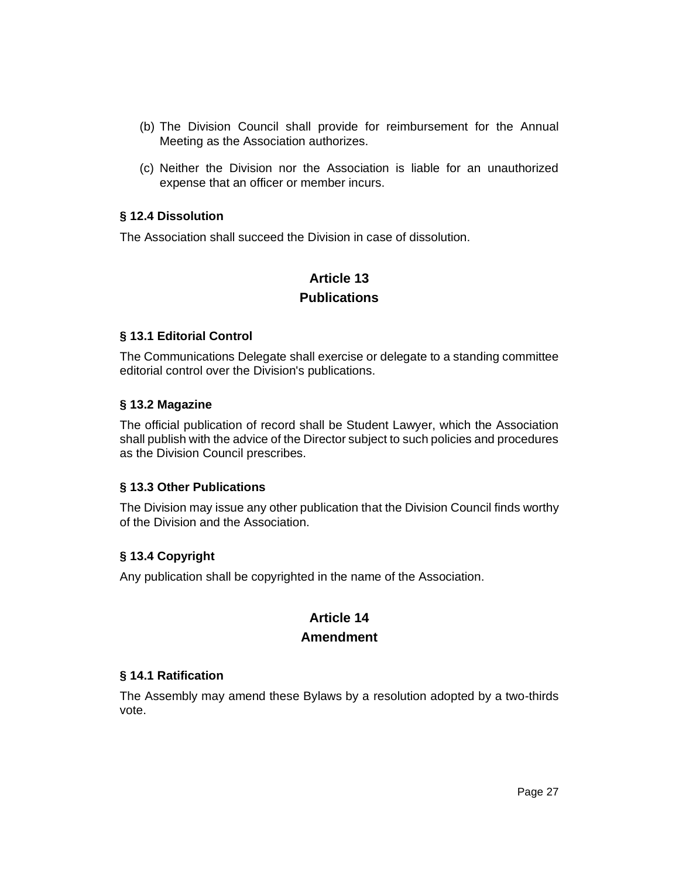(b) The Division Council shall provide for reimbursement for the Annual Meeting as the Association authorizes.

(c) Neither the Division nor the Association is liable for an unauthorized expense that an officer or member incurs.

### § 12.4 Dissolution

The Association shall succeed the Division in case of dissolution.

## Article 13
## Publications

### § 13.1 Editorial Control

The Communications Delegate shall exercise or delegate to a standing committee editorial control over the Division's publications.

### § 13.2 Magazine

The official publication of record shall be Student Lawyer, which the Association shall publish with the advice of the Director subject to such policies and procedures as the Division Council prescribes.

### § 13.3 Other Publications

The Division may issue any other publication that the Division Council finds worthy of the Division and the Association.

### § 13.4 Copyright

Any publication shall be copyrighted in the name of the Association.

## Article 14
## Amendment

### § 14.1 Ratification

The Assembly may amend these Bylaws by a resolution adopted by a two-thirds vote.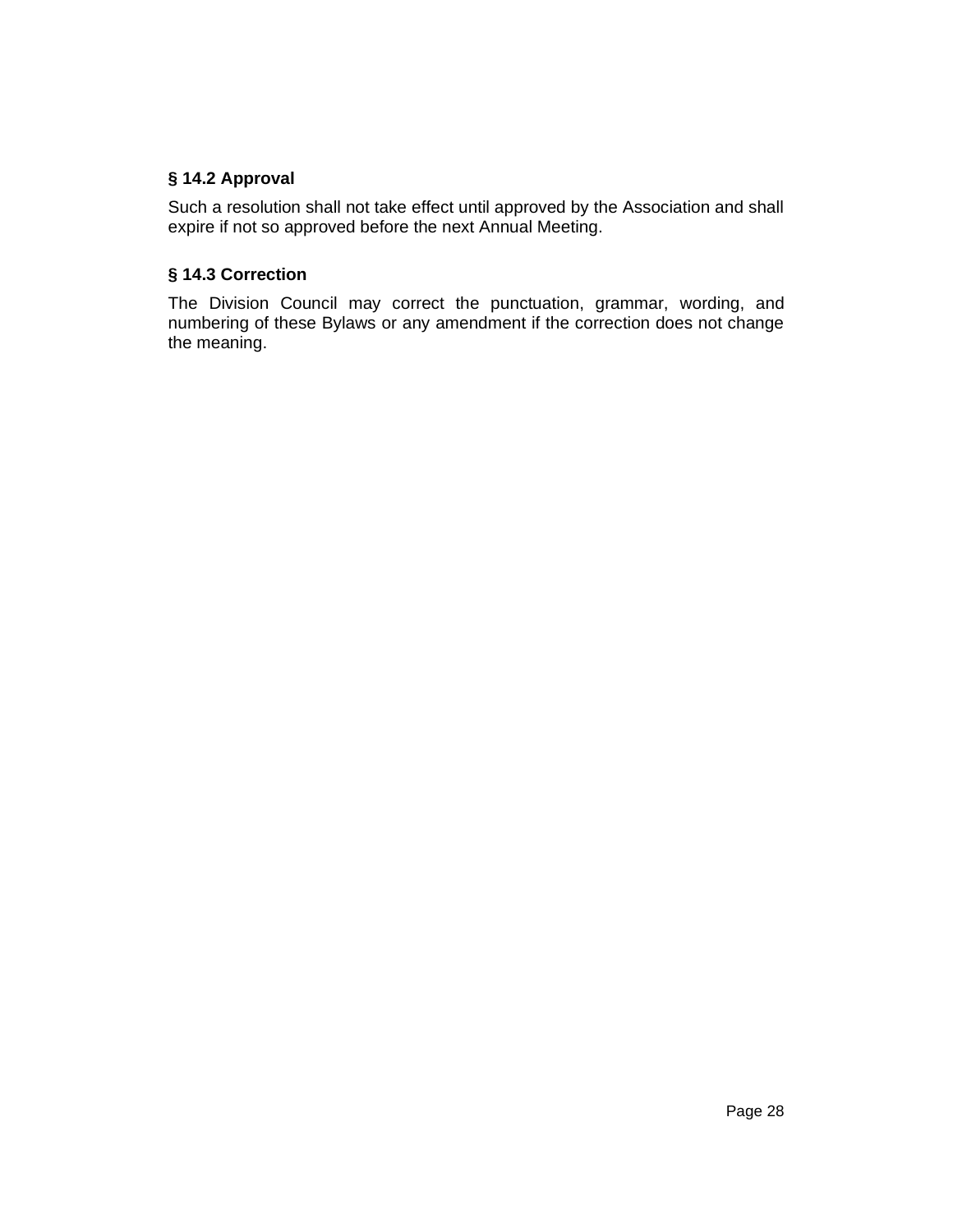### § 14.2 Approval

Such a resolution shall not take effect until approved by the Association and shall expire if not so approved before the next Annual Meeting.

### § 14.3 Correction

The Division Council may correct the punctuation, grammar, wording, and numbering of these Bylaws or any amendment if the correction does not change the meaning.